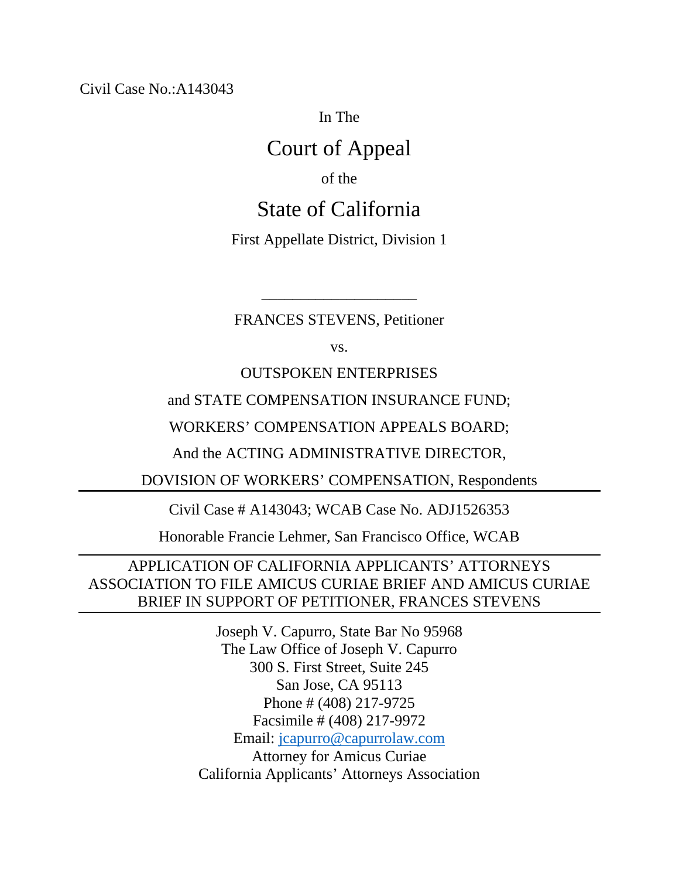Civil Case No.:A143043

In The

# Court of Appeal

of the

# State of California

First Appellate District, Division 1

\_\_\_\_\_\_\_\_\_\_\_\_\_\_\_\_\_\_\_\_

FRANCES STEVENS, Petitioner

vs.

OUTSPOKEN ENTERPRISES

and STATE COMPENSATION INSURANCE FUND;

WORKERS' COMPENSATION APPEALS BOARD;

And the ACTING ADMINISTRATIVE DIRECTOR,

DOVISION OF WORKERS' COMPENSATION, Respondents

---

Civil Case # A143043; WCAB Case No. ADJ1526353

Honorable Francie Lehmer, San Francisco Office, WCAB

---

APPLICATION OF CALIFORNIA APPLICANTS' ATTORNEYS ASSOCIATION TO FILE AMICUS CURIAE BRIEF AND AMICUS CURIAE BRIEF IN SUPPORT OF PETITIONER, FRANCES STEVENS

---

Joseph V. Capurro, State Bar No 95968
The Law Office of Joseph V. Capurro
300 S. First Street, Suite 245
San Jose, CA 95113
Phone # (408) 217-9725
Facsimile # (408) 217-9972
Email: jcapurro@capurrolaw.com
Attorney for Amicus Curiae
California Applicants' Attorneys Association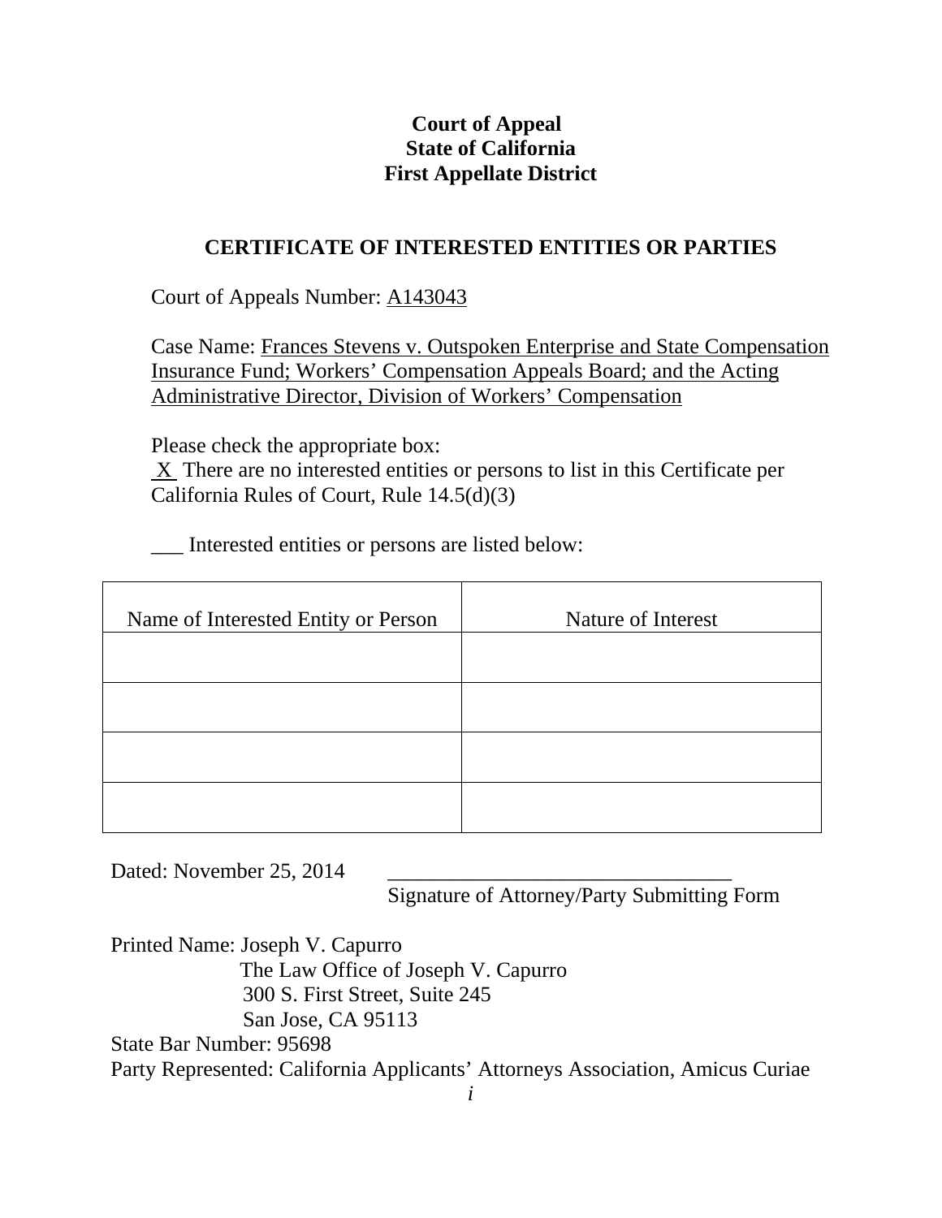**Court of Appeal**
**State of California**
**First Appellate District**

## CERTIFICATE OF INTERESTED ENTITIES OR PARTIES

Court of Appeals Number: A143043

Case Name: Frances Stevens v. Outspoken Enterprise and State Compensation Insurance Fund; Workers' Compensation Appeals Board; and the Acting Administrative Director, Division of Workers' Compensation

Please check the appropriate box:
X There are no interested entities or persons to list in this Certificate per California Rules of Court, Rule 14.5(d)(3)

___ Interested entities or persons are listed below:

| Name of Interested Entity or Person | Nature of Interest |
| --- | --- |
| | |
| | |
| | |
| | |

Dated: November 25, 2014

_________________________________
Signature of Attorney/Party Submitting Form

Printed Name: Joseph V. Capurro
The Law Office of Joseph V. Capurro
300 S. First Street, Suite 245
San Jose, CA 95113
State Bar Number: 95698
Party Represented: California Applicants' Attorneys Association, Amicus Curiae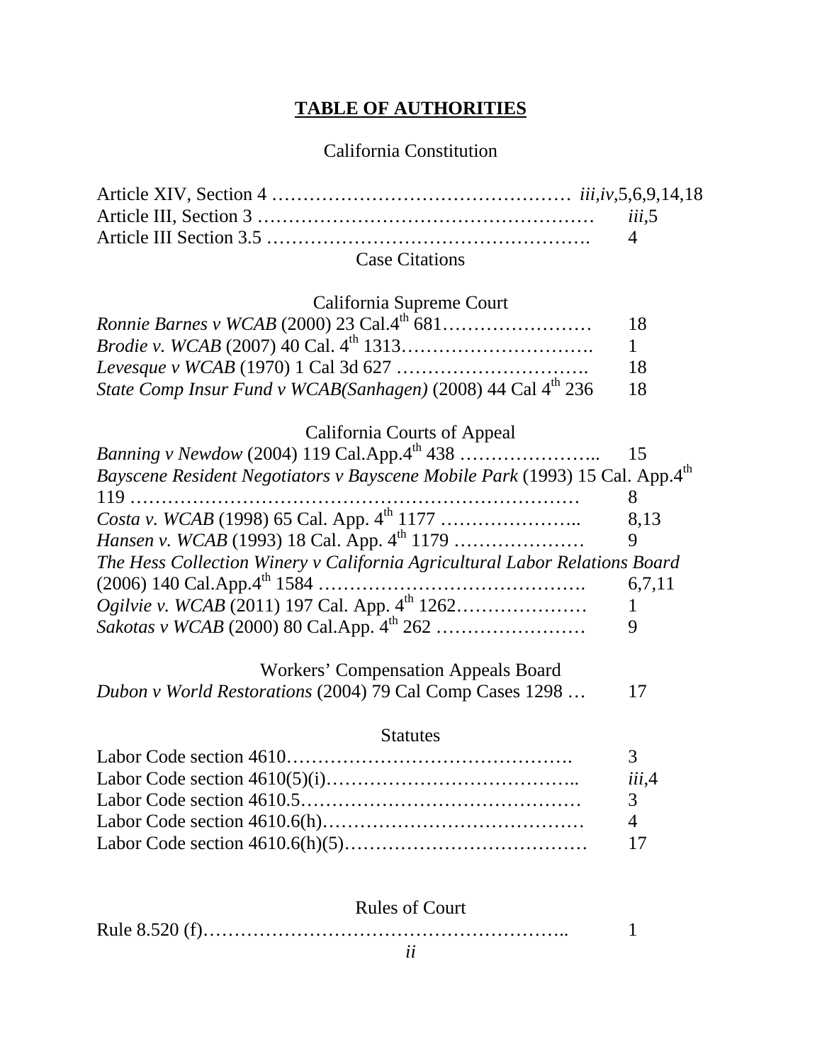# TABLE OF AUTHORITIES

## California Constitution

Article XIV, Section 4 ………………………………………… *iii,iv*,5,6,9,14,18
Article III, Section 3 ……………………………………………… *iii*,5
Article III Section 3.5 ……………………………………………. 4

## Case Citations

### California Supreme Court

*Ronnie Barnes v WCAB* (2000) 23 Cal.4th 681…………………… 18
*Brodie v. WCAB* (2007) 40 Cal. 4th 1313…………………………. 1
*Levesque v WCAB* (1970) 1 Cal 3d 627 …………………………. 18
*State Comp Insur Fund v WCAB(Sanhagen)* (2008) 44 Cal 4th 236 18

### California Courts of Appeal

*Banning v Newdow* (2004) 119 Cal.App.4th 438 ………………….. 15
*Bayscene Resident Negotiators v Bayscene Mobile Park* (1993) 15 Cal. App.4th 119 ……………………………………………………………… 8
*Costa v. WCAB* (1998) 65 Cal. App. 4th 1177 ………………….. 8,13
*Hansen v. WCAB* (1993) 18 Cal. App. 4th 1179 ………………… 9
*The Hess Collection Winery v California Agricultural Labor Relations Board* (2006) 140 Cal.App.4th 1584 ……………………………………. 6,7,11
*Ogilvie v. WCAB* (2011) 197 Cal. App. 4th 1262………………… 1
*Sakotas v WCAB* (2000) 80 Cal.App. 4th 262 …………………… 9

### Workers' Compensation Appeals Board

*Dubon v World Restorations* (2004) 79 Cal Comp Cases 1298 … 17

## Statutes

Labor Code section 4610………………………………………. 3
Labor Code section 4610(5)(i)………………………………….. *iii*,4
Labor Code section 4610.5……………………………………… 3
Labor Code section 4610.6(h)…………………………………… 4
Labor Code section 4610.6(h)(5)………………………………… 17

## Rules of Court

Rule 8.520 (f)………………………………………………….. 1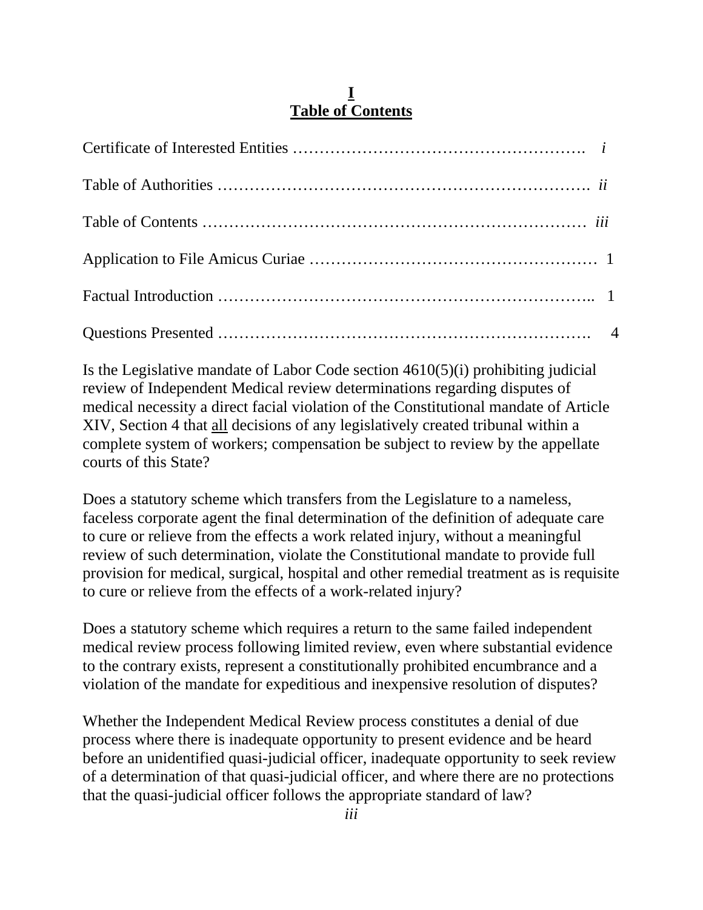# I
# Table of Contents

Certificate of Interested Entities ………………………………………………. *i*

Table of Authorities …………………………………………………………. *ii*

Table of Contents …………………………………………………………… *iii*

Application to File Amicus Curiae …………………………………………… 1

Factual Introduction ………………………………………………………….. 1

Questions Presented …………………………………………………………. 4

Is the Legislative mandate of Labor Code section 4610(5)(i) prohibiting judicial review of Independent Medical review determinations regarding disputes of medical necessity a direct facial violation of the Constitutional mandate of Article XIV, Section 4 that all decisions of any legislatively created tribunal within a complete system of workers; compensation be subject to review by the appellate courts of this State?

Does a statutory scheme which transfers from the Legislature to a nameless, faceless corporate agent the final determination of the definition of adequate care to cure or relieve from the effects a work related injury, without a meaningful review of such determination, violate the Constitutional mandate to provide full provision for medical, surgical, hospital and other remedial treatment as is requisite to cure or relieve from the effects of a work-related injury?

Does a statutory scheme which requires a return to the same failed independent medical review process following limited review, even where substantial evidence to the contrary exists, represent a constitutionally prohibited encumbrance and a violation of the mandate for expeditious and inexpensive resolution of disputes?

Whether the Independent Medical Review process constitutes a denial of due process where there is inadequate opportunity to present evidence and be heard before an unidentified quasi-judicial officer, inadequate opportunity to seek review of a determination of that quasi-judicial officer, and where there are no protections that the quasi-judicial officer follows the appropriate standard of law?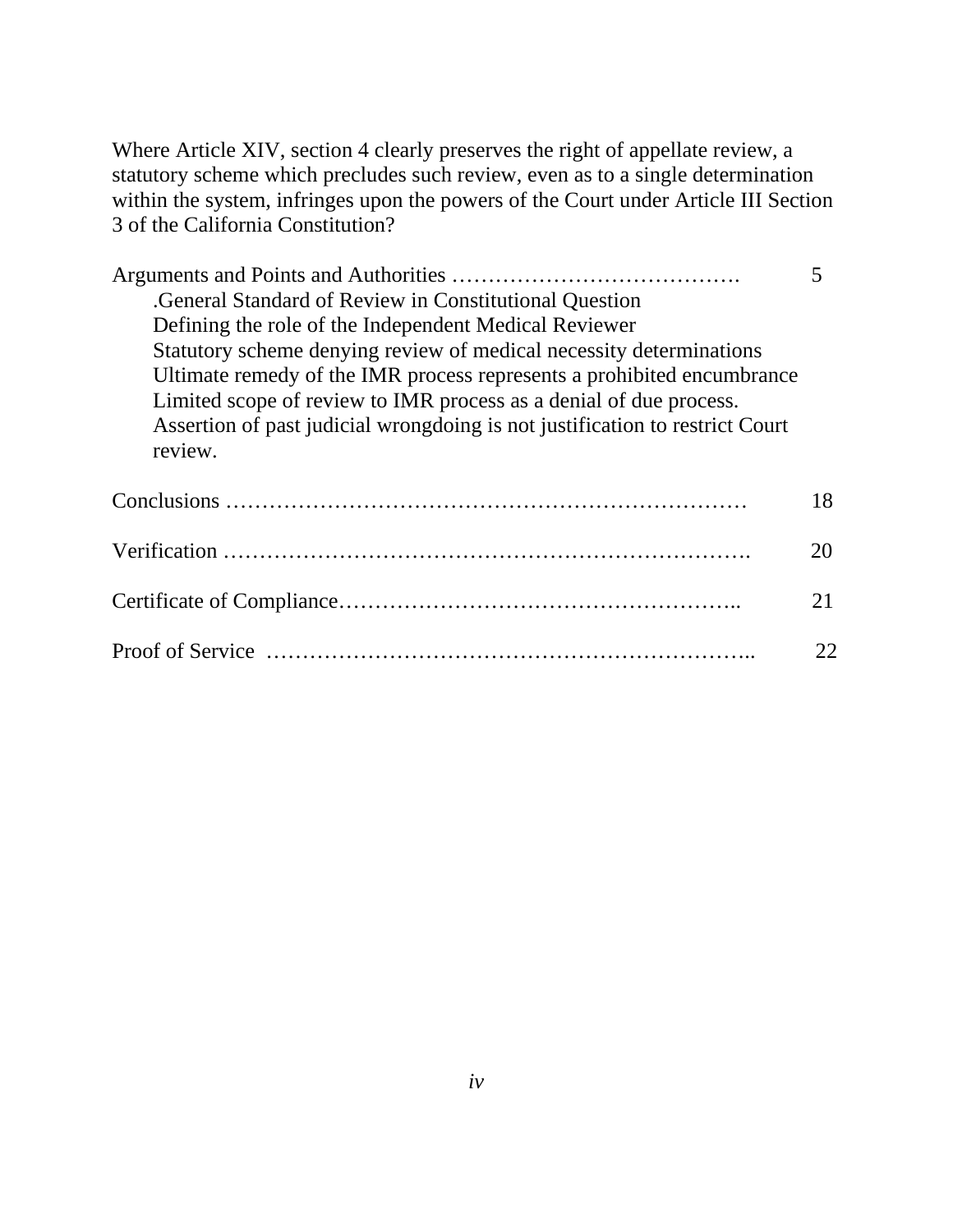Where Article XIV, section 4 clearly preserves the right of appellate review, a statutory scheme which precludes such review, even as to a single determination within the system, infringes upon the powers of the Court under Article III Section 3 of the California Constitution?

Arguments and Points and Authorities …………………………………. 5

- .General Standard of Review in Constitutional Question
- Defining the role of the Independent Medical Reviewer
- Statutory scheme denying review of medical necessity determinations
- Ultimate remedy of the IMR process represents a prohibited encumbrance
- Limited scope of review to IMR process as a denial of due process.
- Assertion of past judicial wrongdoing is not justification to restrict Court review.

Conclusions ……………………………………………………………… 18

Verification ……………………………………………………………….. 20

Certificate of Compliance……………………………………………….. 21

Proof of Service ………………………………………………………….. 22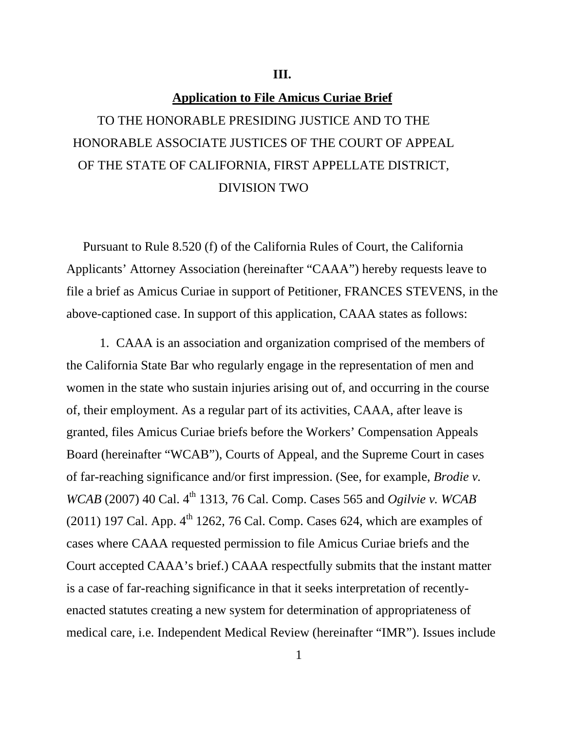**III.**

**Application to File Amicus Curiae Brief**

TO THE HONORABLE PRESIDING JUSTICE AND TO THE HONORABLE ASSOCIATE JUSTICES OF THE COURT OF APPEAL OF THE STATE OF CALIFORNIA, FIRST APPELLATE DISTRICT, DIVISION TWO

Pursuant to Rule 8.520 (f) of the California Rules of Court, the California Applicants' Attorney Association (hereinafter "CAAA") hereby requests leave to file a brief as Amicus Curiae in support of Petitioner, FRANCES STEVENS, in the above-captioned case. In support of this application, CAAA states as follows:

1. CAAA is an association and organization comprised of the members of the California State Bar who regularly engage in the representation of men and women in the state who sustain injuries arising out of, and occurring in the course of, their employment. As a regular part of its activities, CAAA, after leave is granted, files Amicus Curiae briefs before the Workers' Compensation Appeals Board (hereinafter "WCAB"), Courts of Appeal, and the Supreme Court in cases of far-reaching significance and/or first impression. (See, for example, *Brodie v. WCAB* (2007) 40 Cal. 4th 1313, 76 Cal. Comp. Cases 565 and *Ogilvie v. WCAB* (2011) 197 Cal. App. 4th 1262, 76 Cal. Comp. Cases 624, which are examples of cases where CAAA requested permission to file Amicus Curiae briefs and the Court accepted CAAA's brief.) CAAA respectfully submits that the instant matter is a case of far-reaching significance in that it seeks interpretation of recently-enacted statutes creating a new system for determination of appropriateness of medical care, i.e. Independent Medical Review (hereinafter "IMR"). Issues include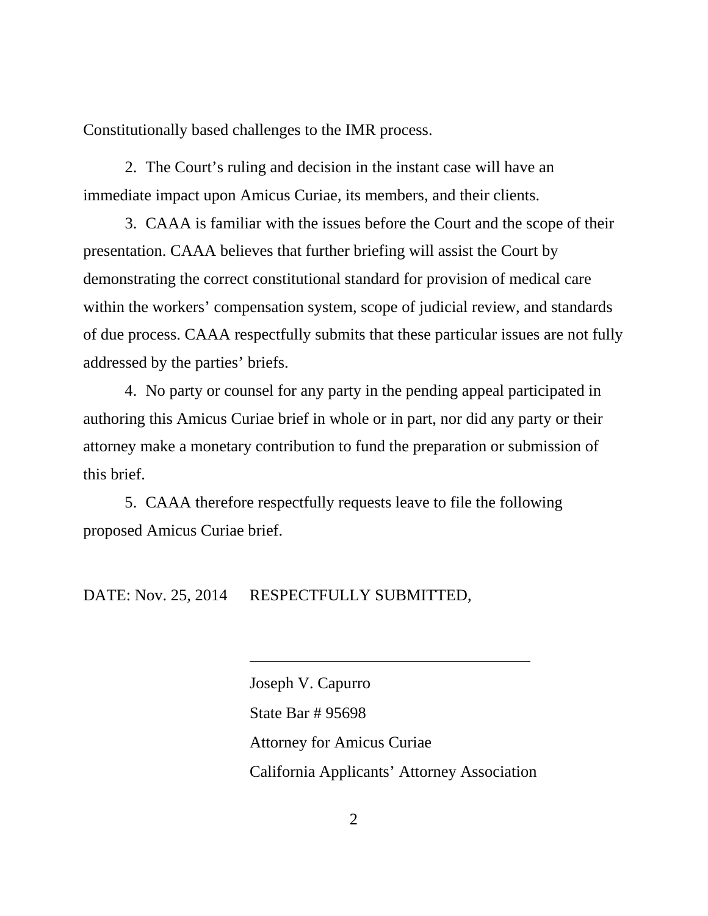Constitutionally based challenges to the IMR process.

2. The Court's ruling and decision in the instant case will have an immediate impact upon Amicus Curiae, its members, and their clients.

3. CAAA is familiar with the issues before the Court and the scope of their presentation. CAAA believes that further briefing will assist the Court by demonstrating the correct constitutional standard for provision of medical care within the workers' compensation system, scope of judicial review, and standards of due process. CAAA respectfully submits that these particular issues are not fully addressed by the parties' briefs.

4. No party or counsel for any party in the pending appeal participated in authoring this Amicus Curiae brief in whole or in part, nor did any party or their attorney make a monetary contribution to fund the preparation or submission of this brief.

5. CAAA therefore respectfully requests leave to file the following proposed Amicus Curiae brief.

DATE: Nov. 25, 2014     RESPECTFULLY SUBMITTED,

\_\_\_\_\_\_\_\_\_\_\_\_\_\_\_\_\_\_\_\_\_\_\_\_\_\_\_\_\_\_\_\_\_\_\_\_

Joseph V. Capurro

State Bar # 95698

Attorney for Amicus Curiae

California Applicants' Attorney Association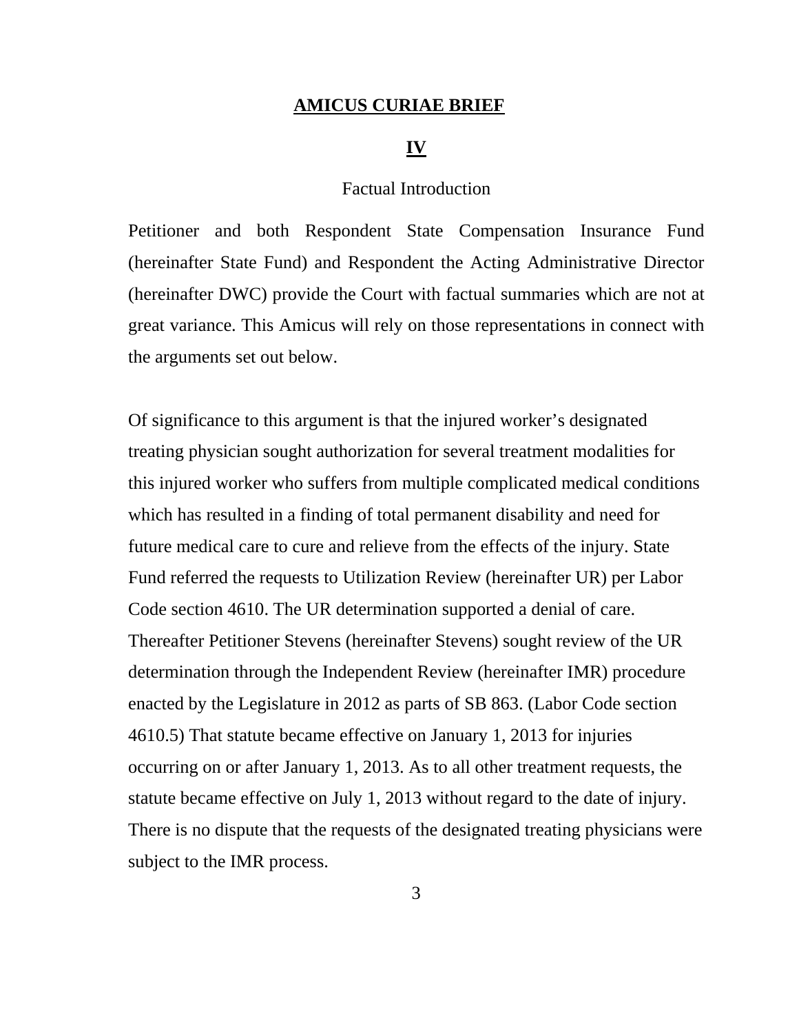## AMICUS CURIAE BRIEF

## IV

### Factual Introduction

Petitioner and both Respondent State Compensation Insurance Fund (hereinafter State Fund) and Respondent the Acting Administrative Director (hereinafter DWC) provide the Court with factual summaries which are not at great variance. This Amicus will rely on those representations in connect with the arguments set out below.

Of significance to this argument is that the injured worker's designated treating physician sought authorization for several treatment modalities for this injured worker who suffers from multiple complicated medical conditions which has resulted in a finding of total permanent disability and need for future medical care to cure and relieve from the effects of the injury. State Fund referred the requests to Utilization Review (hereinafter UR) per Labor Code section 4610. The UR determination supported a denial of care. Thereafter Petitioner Stevens (hereinafter Stevens) sought review of the UR determination through the Independent Review (hereinafter IMR) procedure enacted by the Legislature in 2012 as parts of SB 863. (Labor Code section 4610.5) That statute became effective on January 1, 2013 for injuries occurring on or after January 1, 2013. As to all other treatment requests, the statute became effective on July 1, 2013 without regard to the date of injury. There is no dispute that the requests of the designated treating physicians were subject to the IMR process.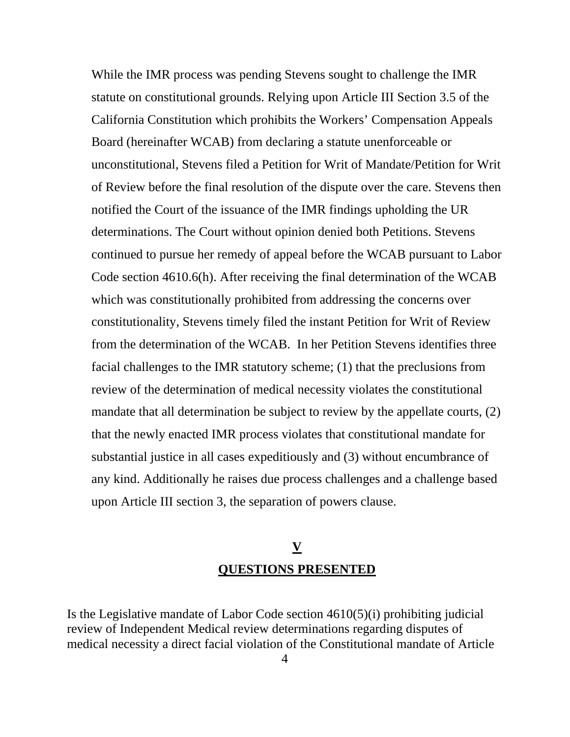While the IMR process was pending Stevens sought to challenge the IMR statute on constitutional grounds. Relying upon Article III Section 3.5 of the California Constitution which prohibits the Workers' Compensation Appeals Board (hereinafter WCAB) from declaring a statute unenforceable or unconstitutional, Stevens filed a Petition for Writ of Mandate/Petition for Writ of Review before the final resolution of the dispute over the care. Stevens then notified the Court of the issuance of the IMR findings upholding the UR determinations. The Court without opinion denied both Petitions. Stevens continued to pursue her remedy of appeal before the WCAB pursuant to Labor Code section 4610.6(h). After receiving the final determination of the WCAB which was constitutionally prohibited from addressing the concerns over constitutionality, Stevens timely filed the instant Petition for Writ of Review from the determination of the WCAB. In her Petition Stevens identifies three facial challenges to the IMR statutory scheme; (1) that the preclusions from review of the determination of medical necessity violates the constitutional mandate that all determination be subject to review by the appellate courts, (2) that the newly enacted IMR process violates that constitutional mandate for substantial justice in all cases expeditiously and (3) without encumbrance of any kind. Additionally he raises due process challenges and a challenge based upon Article III section 3, the separation of powers clause.

## V
## QUESTIONS PRESENTED

Is the Legislative mandate of Labor Code section 4610(5)(i) prohibiting judicial review of Independent Medical review determinations regarding disputes of medical necessity a direct facial violation of the Constitutional mandate of Article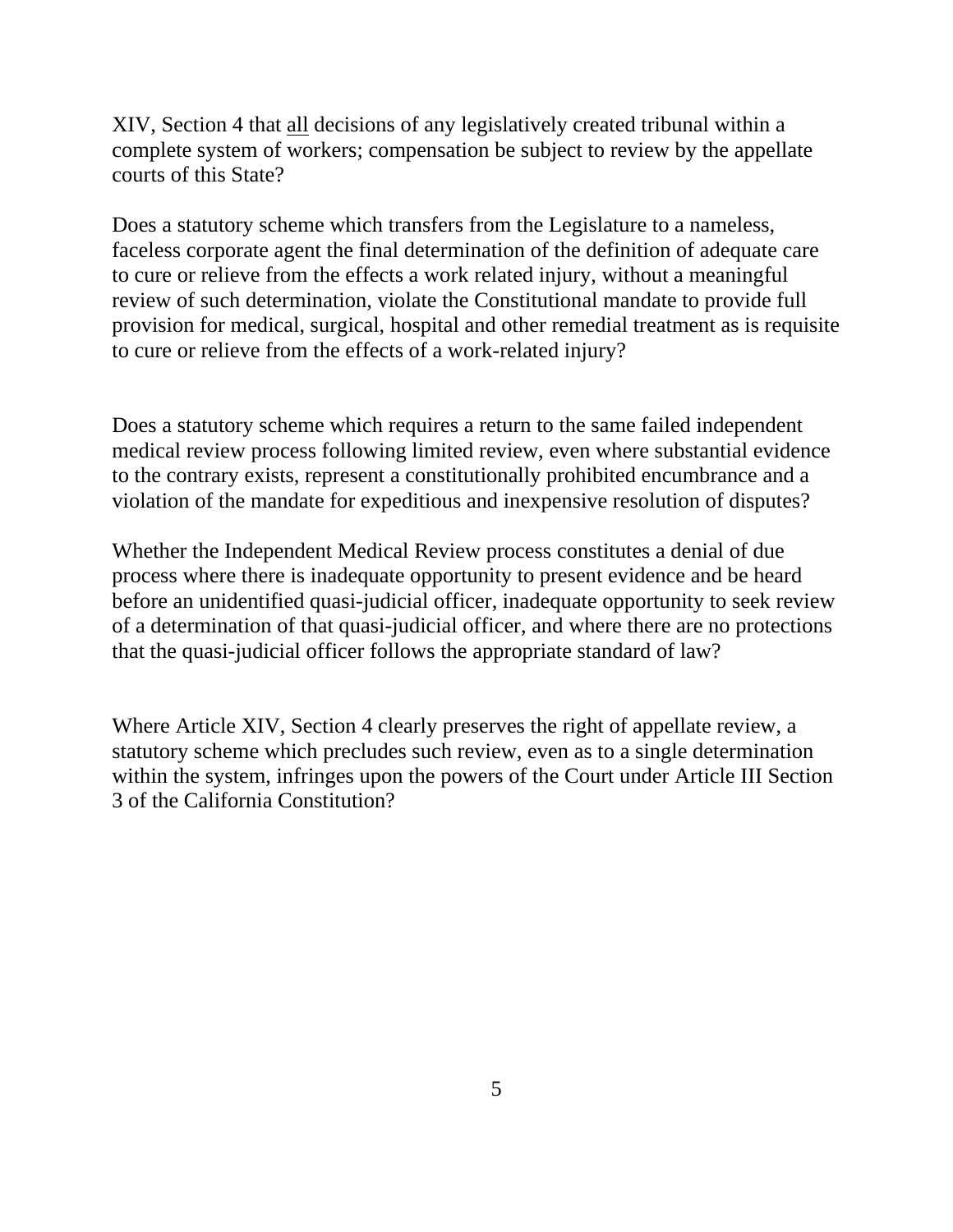XIV, Section 4 that <u>all</u> decisions of any legislatively created tribunal within a complete system of workers; compensation be subject to review by the appellate courts of this State?

Does a statutory scheme which transfers from the Legislature to a nameless, faceless corporate agent the final determination of the definition of adequate care to cure or relieve from the effects a work related injury, without a meaningful review of such determination, violate the Constitutional mandate to provide full provision for medical, surgical, hospital and other remedial treatment as is requisite to cure or relieve from the effects of a work-related injury?

Does a statutory scheme which requires a return to the same failed independent medical review process following limited review, even where substantial evidence to the contrary exists, represent a constitutionally prohibited encumbrance and a violation of the mandate for expeditious and inexpensive resolution of disputes?

Whether the Independent Medical Review process constitutes a denial of due process where there is inadequate opportunity to present evidence and be heard before an unidentified quasi-judicial officer, inadequate opportunity to seek review of a determination of that quasi-judicial officer, and where there are no protections that the quasi-judicial officer follows the appropriate standard of law?

Where Article XIV, Section 4 clearly preserves the right of appellate review, a statutory scheme which precludes such review, even as to a single determination within the system, infringes upon the powers of the Court under Article III Section 3 of the California Constitution?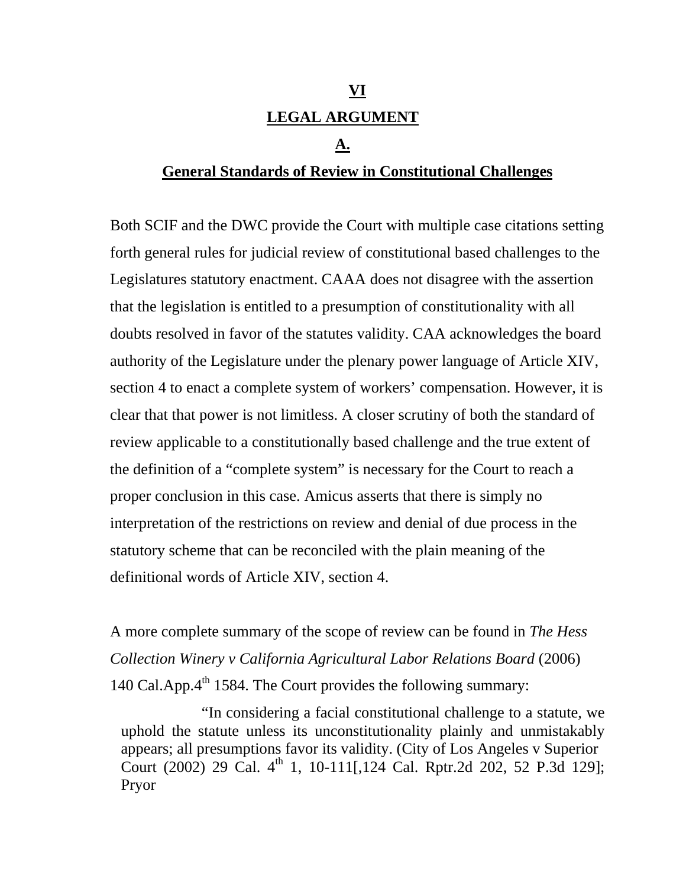## VI

## LEGAL ARGUMENT

### A.

### General Standards of Review in Constitutional Challenges

Both SCIF and the DWC provide the Court with multiple case citations setting forth general rules for judicial review of constitutional based challenges to the Legislatures statutory enactment. CAAA does not disagree with the assertion that the legislation is entitled to a presumption of constitutionality with all doubts resolved in favor of the statutes validity. CAA acknowledges the board authority of the Legislature under the plenary power language of Article XIV, section 4 to enact a complete system of workers' compensation. However, it is clear that that power is not limitless. A closer scrutiny of both the standard of review applicable to a constitutionally based challenge and the true extent of the definition of a "complete system" is necessary for the Court to reach a proper conclusion in this case. Amicus asserts that there is simply no interpretation of the restrictions on review and denial of due process in the statutory scheme that can be reconciled with the plain meaning of the definitional words of Article XIV, section 4.

A more complete summary of the scope of review can be found in *The Hess Collection Winery v California Agricultural Labor Relations Board* (2006) 140 Cal.App.4th 1584. The Court provides the following summary:

> "In considering a facial constitutional challenge to a statute, we uphold the statute unless its unconstitutionality plainly and unmistakably appears; all presumptions favor its validity. (City of Los Angeles v Superior Court (2002) 29 Cal. 4th 1, 10-111[,124 Cal. Rptr.2d 202, 52 P.3d 129]; Pryor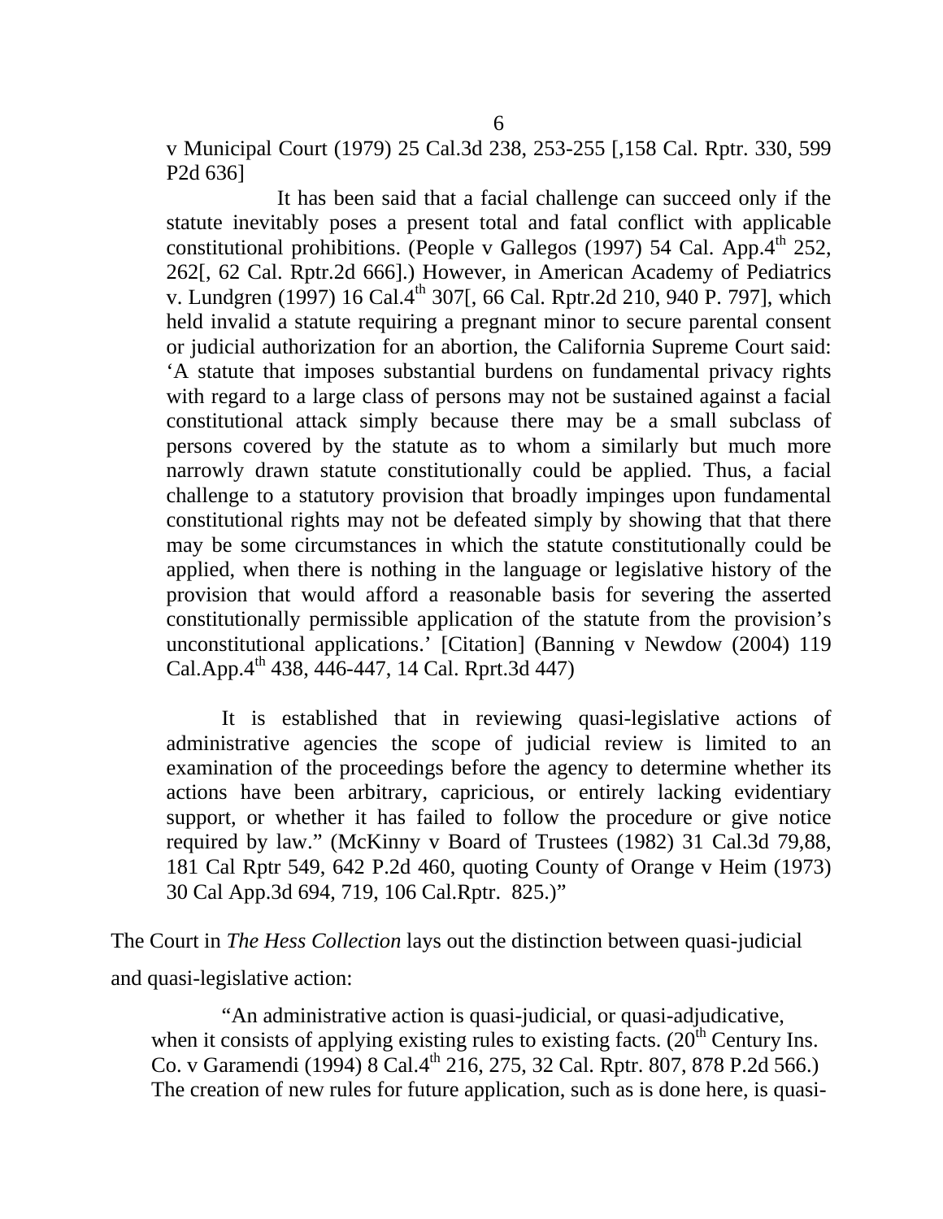v Municipal Court (1979) 25 Cal.3d 238, 253-255 [,158 Cal. Rptr. 330, 599 P2d 636]

It has been said that a facial challenge can succeed only if the statute inevitably poses a present total and fatal conflict with applicable constitutional prohibitions. (People v Gallegos (1997) 54 Cal. App.4th 252, 262[, 62 Cal. Rptr.2d 666].) However, in American Academy of Pediatrics v. Lundgren (1997) 16 Cal.4th 307[, 66 Cal. Rptr.2d 210, 940 P. 797], which held invalid a statute requiring a pregnant minor to secure parental consent or judicial authorization for an abortion, the California Supreme Court said: 'A statute that imposes substantial burdens on fundamental privacy rights with regard to a large class of persons may not be sustained against a facial constitutional attack simply because there may be a small subclass of persons covered by the statute as to whom a similarly but much more narrowly drawn statute constitutionally could be applied. Thus, a facial challenge to a statutory provision that broadly impinges upon fundamental constitutional rights may not be defeated simply by showing that that there may be some circumstances in which the statute constitutionally could be applied, when there is nothing in the language or legislative history of the provision that would afford a reasonable basis for severing the asserted constitutionally permissible application of the statute from the provision's unconstitutional applications.' [Citation] (Banning v Newdow (2004) 119 Cal.App.4th 438, 446-447, 14 Cal. Rprt.3d 447)

It is established that in reviewing quasi-legislative actions of administrative agencies the scope of judicial review is limited to an examination of the proceedings before the agency to determine whether its actions have been arbitrary, capricious, or entirely lacking evidentiary support, or whether it has failed to follow the procedure or give notice required by law." (McKinny v Board of Trustees (1982) 31 Cal.3d 79,88, 181 Cal Rptr 549, 642 P.2d 460, quoting County of Orange v Heim (1973) 30 Cal App.3d 694, 719, 106 Cal.Rptr. 825.)"

The Court in *The Hess Collection* lays out the distinction between quasi-judicial and quasi-legislative action:

"An administrative action is quasi-judicial, or quasi-adjudicative, when it consists of applying existing rules to existing facts. (20th Century Ins. Co. v Garamendi (1994) 8 Cal.4th 216, 275, 32 Cal. Rptr. 807, 878 P.2d 566.) The creation of new rules for future application, such as is done here, is quasi-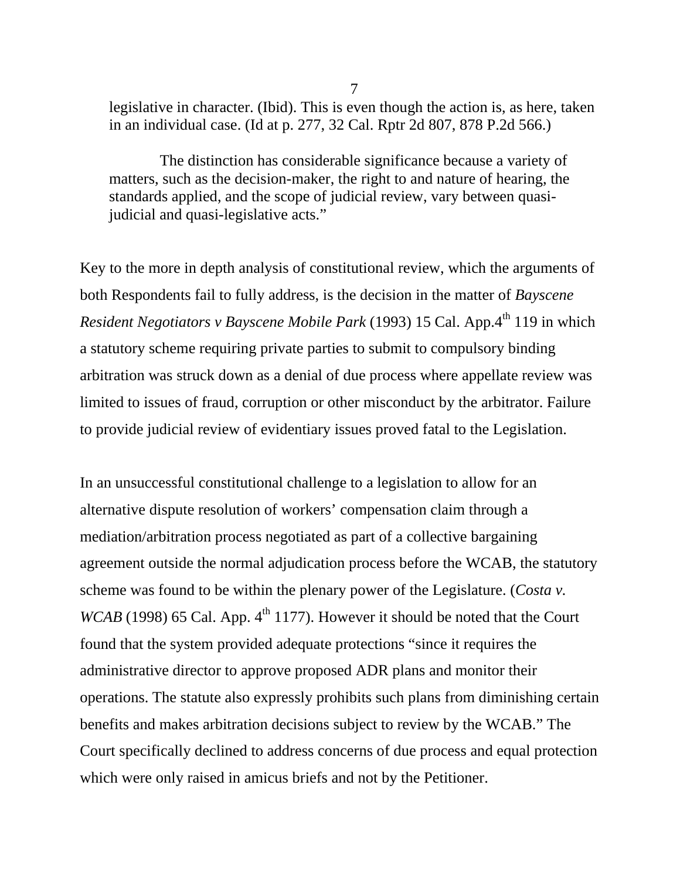> legislative in character. (Ibid). This is even though the action is, as here, taken in an individual case. (Id at p. 277, 32 Cal. Rptr 2d 807, 878 P.2d 566.)
>
> The distinction has considerable significance because a variety of matters, such as the decision-maker, the right to and nature of hearing, the standards applied, and the scope of judicial review, vary between quasi-judicial and quasi-legislative acts."

Key to the more in depth analysis of constitutional review, which the arguments of both Respondents fail to fully address, is the decision in the matter of *Bayscene Resident Negotiators v Bayscene Mobile Park* (1993) 15 Cal. App.4th 119 in which a statutory scheme requiring private parties to submit to compulsory binding arbitration was struck down as a denial of due process where appellate review was limited to issues of fraud, corruption or other misconduct by the arbitrator. Failure to provide judicial review of evidentiary issues proved fatal to the Legislation.

In an unsuccessful constitutional challenge to a legislation to allow for an alternative dispute resolution of workers' compensation claim through a mediation/arbitration process negotiated as part of a collective bargaining agreement outside the normal adjudication process before the WCAB, the statutory scheme was found to be within the plenary power of the Legislature. (*Costa v. WCAB* (1998) 65 Cal. App. 4th 1177). However it should be noted that the Court found that the system provided adequate protections "since it requires the administrative director to approve proposed ADR plans and monitor their operations. The statute also expressly prohibits such plans from diminishing certain benefits and makes arbitration decisions subject to review by the WCAB." The Court specifically declined to address concerns of due process and equal protection which were only raised in amicus briefs and not by the Petitioner.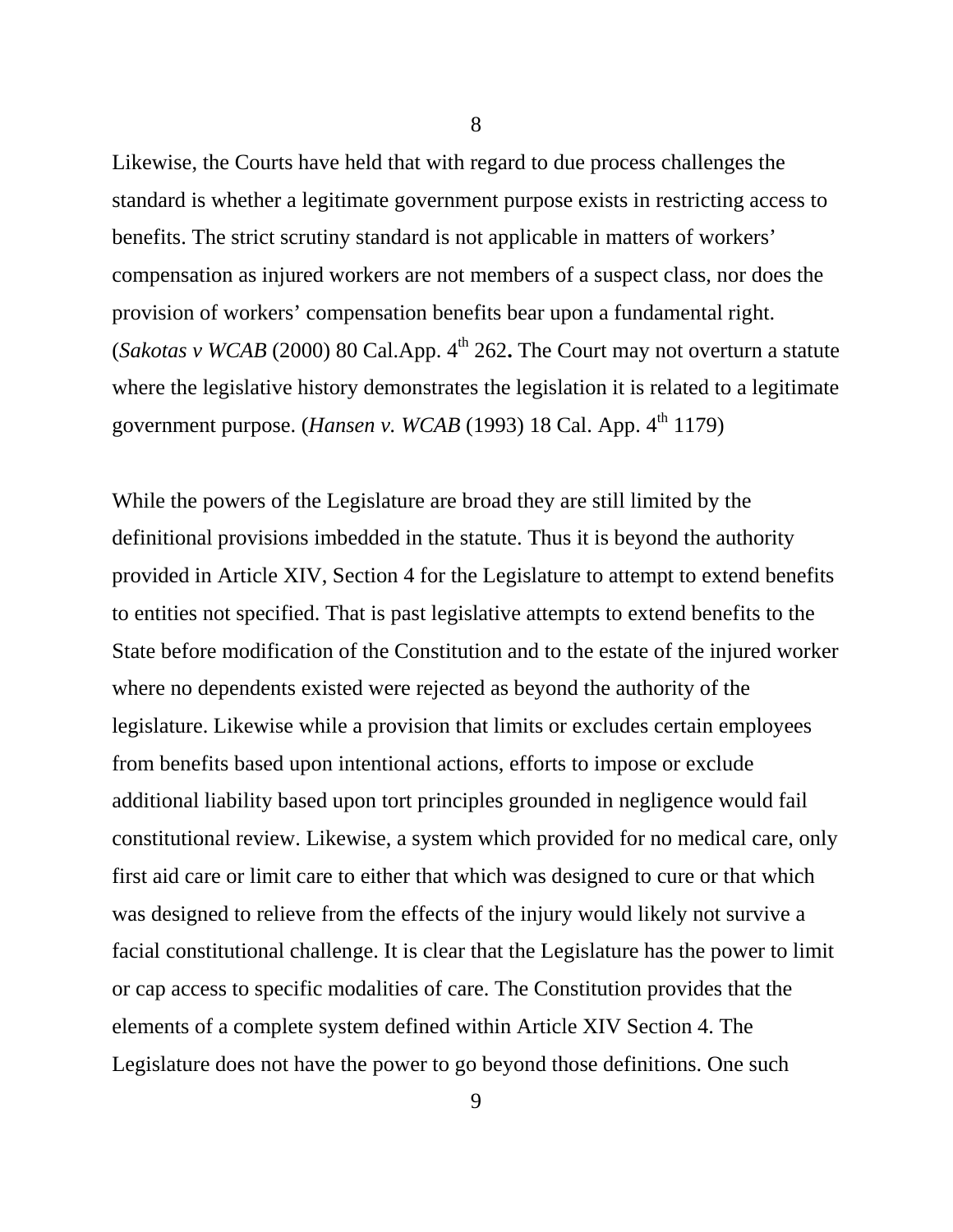Likewise, the Courts have held that with regard to due process challenges the standard is whether a legitimate government purpose exists in restricting access to benefits. The strict scrutiny standard is not applicable in matters of workers' compensation as injured workers are not members of a suspect class, nor does the provision of workers' compensation benefits bear upon a fundamental right. (*Sakotas v WCAB* (2000) 80 Cal.App. 4th 262**.** The Court may not overturn a statute where the legislative history demonstrates the legislation it is related to a legitimate government purpose. (*Hansen v. WCAB* (1993) 18 Cal. App. 4th 1179)

While the powers of the Legislature are broad they are still limited by the definitional provisions imbedded in the statute. Thus it is beyond the authority provided in Article XIV, Section 4 for the Legislature to attempt to extend benefits to entities not specified. That is past legislative attempts to extend benefits to the State before modification of the Constitution and to the estate of the injured worker where no dependents existed were rejected as beyond the authority of the legislature. Likewise while a provision that limits or excludes certain employees from benefits based upon intentional actions, efforts to impose or exclude additional liability based upon tort principles grounded in negligence would fail constitutional review. Likewise, a system which provided for no medical care, only first aid care or limit care to either that which was designed to cure or that which was designed to relieve from the effects of the injury would likely not survive a facial constitutional challenge. It is clear that the Legislature has the power to limit or cap access to specific modalities of care. The Constitution provides that the elements of a complete system defined within Article XIV Section 4. The Legislature does not have the power to go beyond those definitions. One such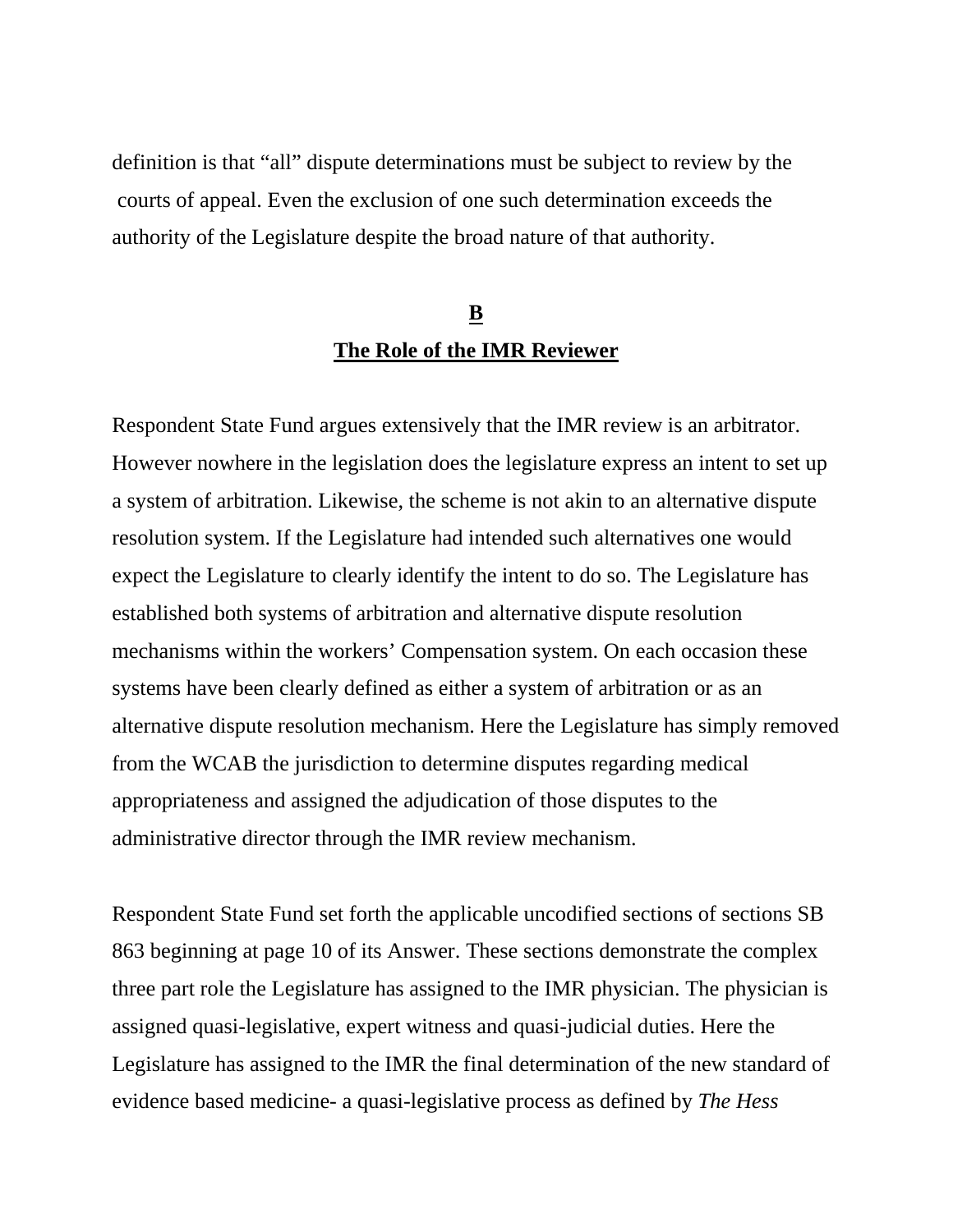definition is that "all" dispute determinations must be subject to review by the courts of appeal. Even the exclusion of one such determination exceeds the authority of the Legislature despite the broad nature of that authority.

## B
## The Role of the IMR Reviewer

Respondent State Fund argues extensively that the IMR review is an arbitrator. However nowhere in the legislation does the legislature express an intent to set up a system of arbitration. Likewise, the scheme is not akin to an alternative dispute resolution system. If the Legislature had intended such alternatives one would expect the Legislature to clearly identify the intent to do so. The Legislature has established both systems of arbitration and alternative dispute resolution mechanisms within the workers' Compensation system. On each occasion these systems have been clearly defined as either a system of arbitration or as an alternative dispute resolution mechanism. Here the Legislature has simply removed from the WCAB the jurisdiction to determine disputes regarding medical appropriateness and assigned the adjudication of those disputes to the administrative director through the IMR review mechanism.

Respondent State Fund set forth the applicable uncodified sections of sections SB 863 beginning at page 10 of its Answer. These sections demonstrate the complex three part role the Legislature has assigned to the IMR physician. The physician is assigned quasi-legislative, expert witness and quasi-judicial duties. Here the Legislature has assigned to the IMR the final determination of the new standard of evidence based medicine- a quasi-legislative process as defined by *The Hess*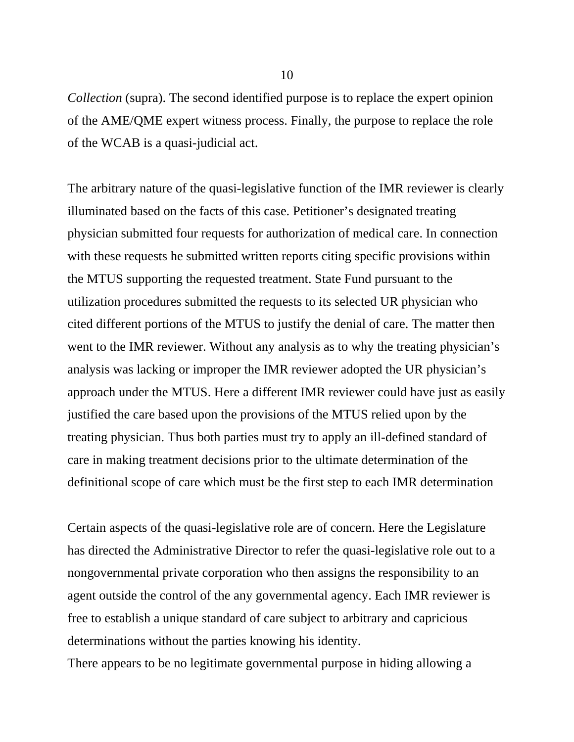*Collection* (supra). The second identified purpose is to replace the expert opinion of the AME/QME expert witness process. Finally, the purpose to replace the role of the WCAB is a quasi-judicial act.

The arbitrary nature of the quasi-legislative function of the IMR reviewer is clearly illuminated based on the facts of this case. Petitioner's designated treating physician submitted four requests for authorization of medical care. In connection with these requests he submitted written reports citing specific provisions within the MTUS supporting the requested treatment. State Fund pursuant to the utilization procedures submitted the requests to its selected UR physician who cited different portions of the MTUS to justify the denial of care. The matter then went to the IMR reviewer. Without any analysis as to why the treating physician's analysis was lacking or improper the IMR reviewer adopted the UR physician's approach under the MTUS. Here a different IMR reviewer could have just as easily justified the care based upon the provisions of the MTUS relied upon by the treating physician. Thus both parties must try to apply an ill-defined standard of care in making treatment decisions prior to the ultimate determination of the definitional scope of care which must be the first step to each IMR determination

Certain aspects of the quasi-legislative role are of concern. Here the Legislature has directed the Administrative Director to refer the quasi-legislative role out to a nongovernmental private corporation who then assigns the responsibility to an agent outside the control of the any governmental agency. Each IMR reviewer is free to establish a unique standard of care subject to arbitrary and capricious determinations without the parties knowing his identity.

There appears to be no legitimate governmental purpose in hiding allowing a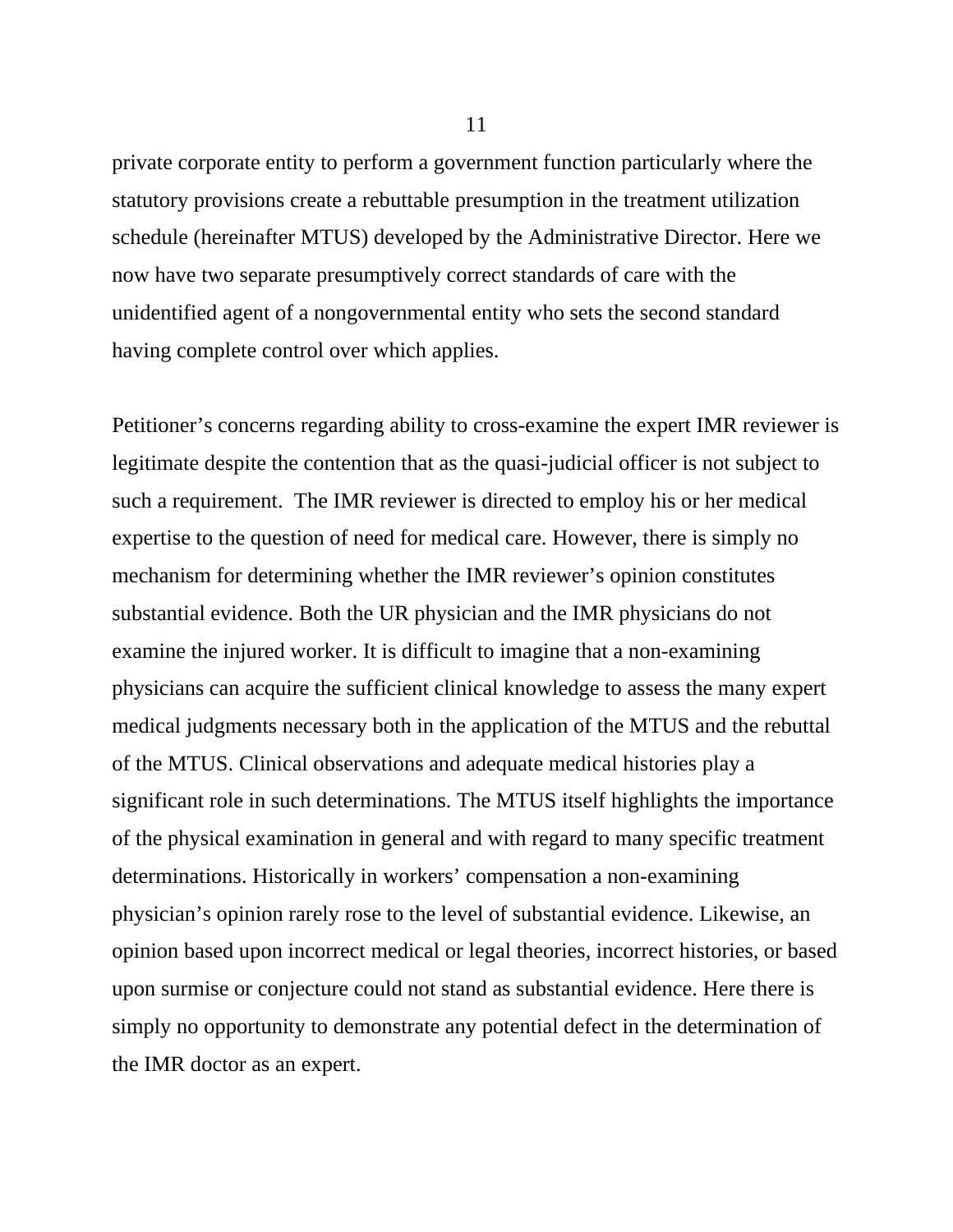private corporate entity to perform a government function particularly where the statutory provisions create a rebuttable presumption in the treatment utilization schedule (hereinafter MTUS) developed by the Administrative Director. Here we now have two separate presumptively correct standards of care with the unidentified agent of a nongovernmental entity who sets the second standard having complete control over which applies.

Petitioner's concerns regarding ability to cross-examine the expert IMR reviewer is legitimate despite the contention that as the quasi-judicial officer is not subject to such a requirement. The IMR reviewer is directed to employ his or her medical expertise to the question of need for medical care. However, there is simply no mechanism for determining whether the IMR reviewer's opinion constitutes substantial evidence. Both the UR physician and the IMR physicians do not examine the injured worker. It is difficult to imagine that a non-examining physicians can acquire the sufficient clinical knowledge to assess the many expert medical judgments necessary both in the application of the MTUS and the rebuttal of the MTUS. Clinical observations and adequate medical histories play a significant role in such determinations. The MTUS itself highlights the importance of the physical examination in general and with regard to many specific treatment determinations. Historically in workers' compensation a non-examining physician's opinion rarely rose to the level of substantial evidence. Likewise, an opinion based upon incorrect medical or legal theories, incorrect histories, or based upon surmise or conjecture could not stand as substantial evidence. Here there is simply no opportunity to demonstrate any potential defect in the determination of the IMR doctor as an expert.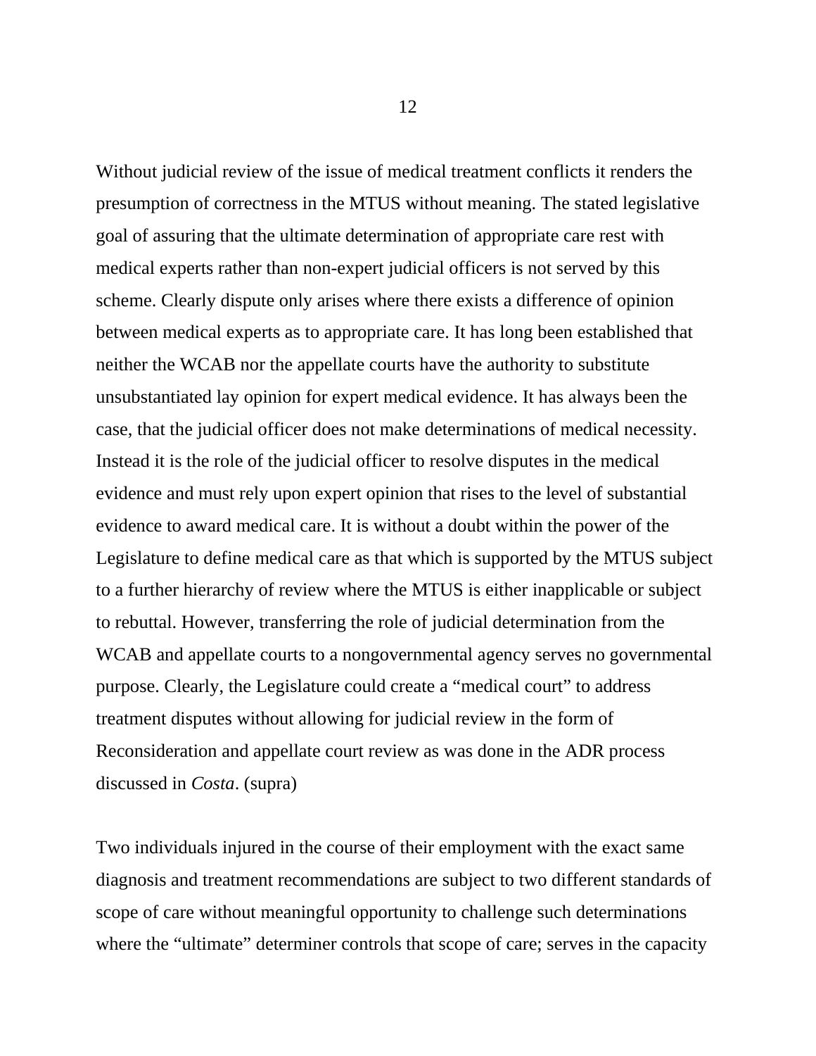Without judicial review of the issue of medical treatment conflicts it renders the presumption of correctness in the MTUS without meaning. The stated legislative goal of assuring that the ultimate determination of appropriate care rest with medical experts rather than non-expert judicial officers is not served by this scheme. Clearly dispute only arises where there exists a difference of opinion between medical experts as to appropriate care. It has long been established that neither the WCAB nor the appellate courts have the authority to substitute unsubstantiated lay opinion for expert medical evidence. It has always been the case, that the judicial officer does not make determinations of medical necessity. Instead it is the role of the judicial officer to resolve disputes in the medical evidence and must rely upon expert opinion that rises to the level of substantial evidence to award medical care. It is without a doubt within the power of the Legislature to define medical care as that which is supported by the MTUS subject to a further hierarchy of review where the MTUS is either inapplicable or subject to rebuttal. However, transferring the role of judicial determination from the WCAB and appellate courts to a nongovernmental agency serves no governmental purpose. Clearly, the Legislature could create a "medical court" to address treatment disputes without allowing for judicial review in the form of Reconsideration and appellate court review as was done in the ADR process discussed in *Costa*. (supra)

Two individuals injured in the course of their employment with the exact same diagnosis and treatment recommendations are subject to two different standards of scope of care without meaningful opportunity to challenge such determinations where the "ultimate" determiner controls that scope of care; serves in the capacity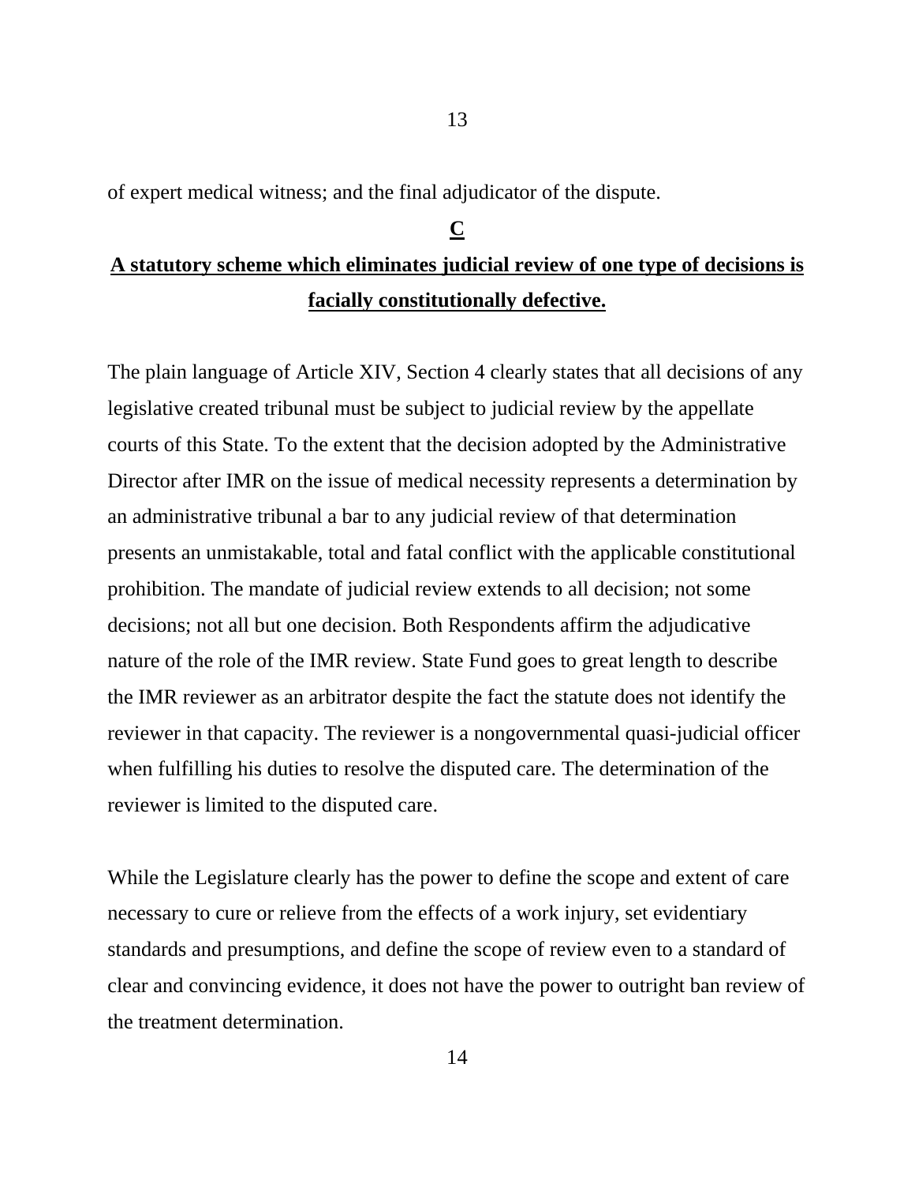of expert medical witness; and the final adjudicator of the dispute.

## C

## A statutory scheme which eliminates judicial review of one type of decisions is facially constitutionally defective.

The plain language of Article XIV, Section 4 clearly states that all decisions of any legislative created tribunal must be subject to judicial review by the appellate courts of this State. To the extent that the decision adopted by the Administrative Director after IMR on the issue of medical necessity represents a determination by an administrative tribunal a bar to any judicial review of that determination presents an unmistakable, total and fatal conflict with the applicable constitutional prohibition. The mandate of judicial review extends to all decision; not some decisions; not all but one decision. Both Respondents affirm the adjudicative nature of the role of the IMR review. State Fund goes to great length to describe the IMR reviewer as an arbitrator despite the fact the statute does not identify the reviewer in that capacity. The reviewer is a nongovernmental quasi-judicial officer when fulfilling his duties to resolve the disputed care. The determination of the reviewer is limited to the disputed care.

While the Legislature clearly has the power to define the scope and extent of care necessary to cure or relieve from the effects of a work injury, set evidentiary standards and presumptions, and define the scope of review even to a standard of clear and convincing evidence, it does not have the power to outright ban review of the treatment determination.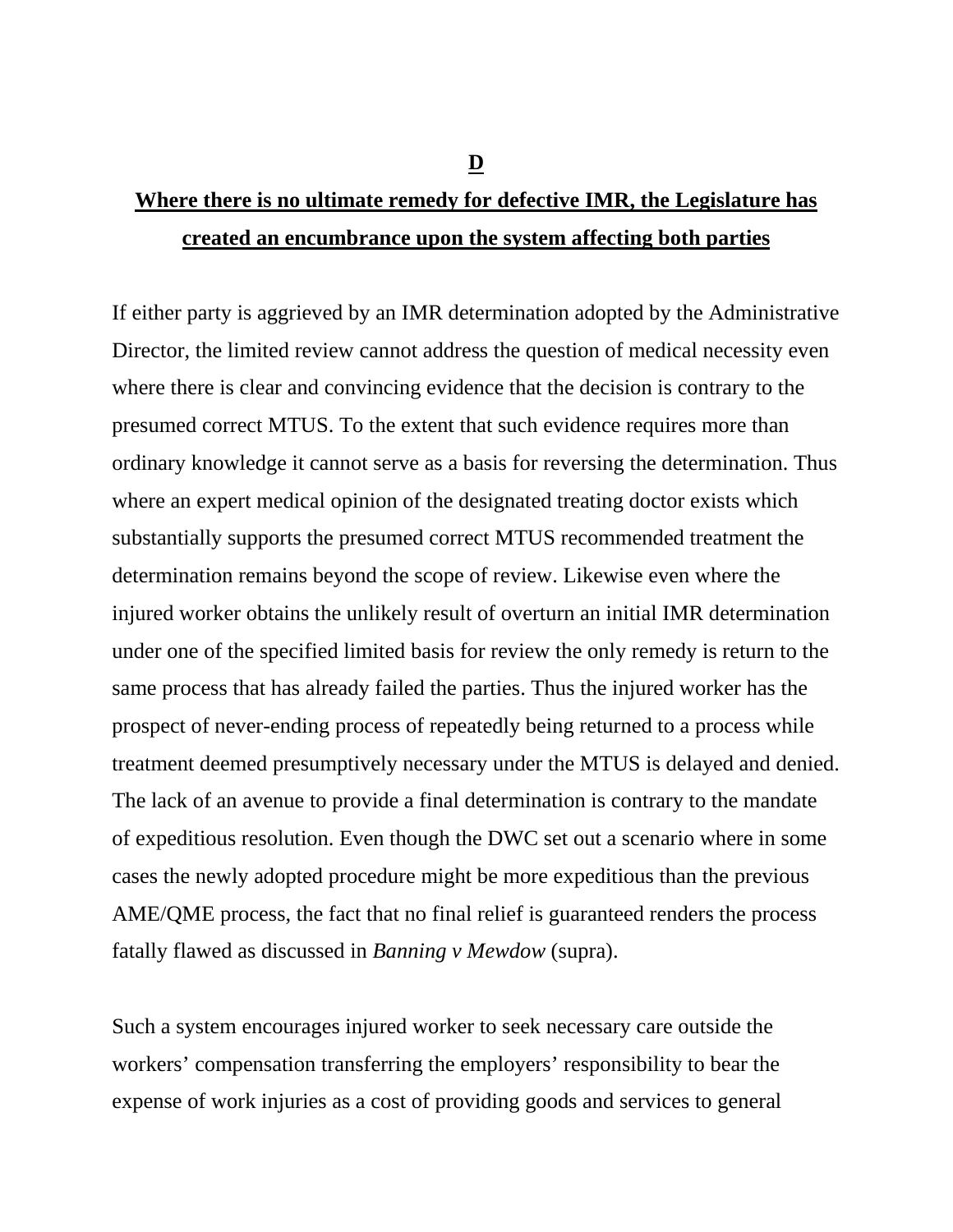**D**

**Where there is no ultimate remedy for defective IMR, the Legislature has created an encumbrance upon the system affecting both parties**

If either party is aggrieved by an IMR determination adopted by the Administrative Director, the limited review cannot address the question of medical necessity even where there is clear and convincing evidence that the decision is contrary to the presumed correct MTUS. To the extent that such evidence requires more than ordinary knowledge it cannot serve as a basis for reversing the determination. Thus where an expert medical opinion of the designated treating doctor exists which substantially supports the presumed correct MTUS recommended treatment the determination remains beyond the scope of review. Likewise even where the injured worker obtains the unlikely result of overturn an initial IMR determination under one of the specified limited basis for review the only remedy is return to the same process that has already failed the parties. Thus the injured worker has the prospect of never-ending process of repeatedly being returned to a process while treatment deemed presumptively necessary under the MTUS is delayed and denied. The lack of an avenue to provide a final determination is contrary to the mandate of expeditious resolution. Even though the DWC set out a scenario where in some cases the newly adopted procedure might be more expeditious than the previous AME/QME process, the fact that no final relief is guaranteed renders the process fatally flawed as discussed in *Banning v Mewdow* (supra).

Such a system encourages injured worker to seek necessary care outside the workers' compensation transferring the employers' responsibility to bear the expense of work injuries as a cost of providing goods and services to general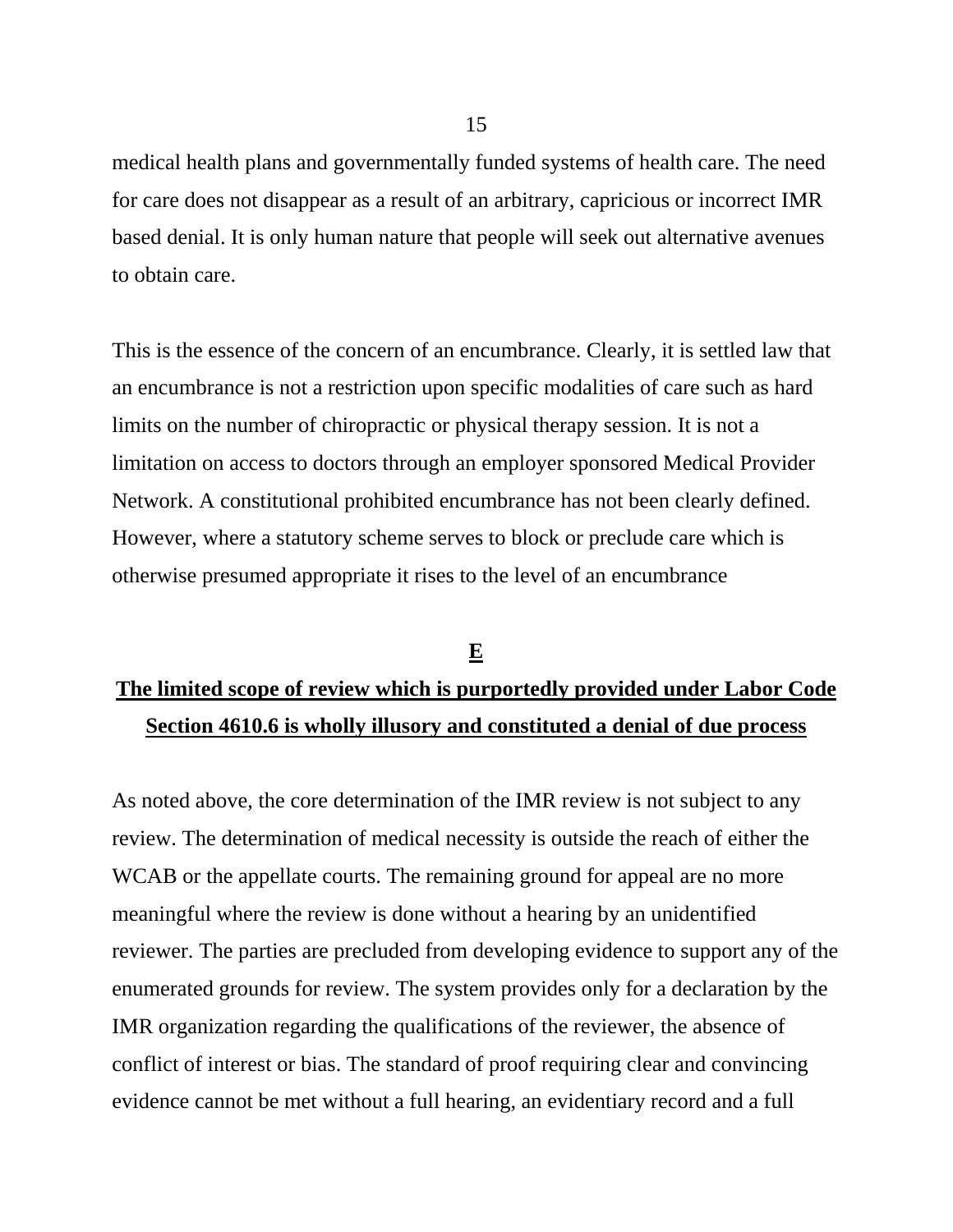medical health plans and governmentally funded systems of health care. The need for care does not disappear as a result of an arbitrary, capricious or incorrect IMR based denial. It is only human nature that people will seek out alternative avenues to obtain care.

This is the essence of the concern of an encumbrance. Clearly, it is settled law that an encumbrance is not a restriction upon specific modalities of care such as hard limits on the number of chiropractic or physical therapy session. It is not a limitation on access to doctors through an employer sponsored Medical Provider Network. A constitutional prohibited encumbrance has not been clearly defined. However, where a statutory scheme serves to block or preclude care which is otherwise presumed appropriate it rises to the level of an encumbrance

## E

## The limited scope of review which is purportedly provided under Labor Code Section 4610.6 is wholly illusory and constituted a denial of due process

As noted above, the core determination of the IMR review is not subject to any review. The determination of medical necessity is outside the reach of either the WCAB or the appellate courts. The remaining ground for appeal are no more meaningful where the review is done without a hearing by an unidentified reviewer. The parties are precluded from developing evidence to support any of the enumerated grounds for review. The system provides only for a declaration by the IMR organization regarding the qualifications of the reviewer, the absence of conflict of interest or bias. The standard of proof requiring clear and convincing evidence cannot be met without a full hearing, an evidentiary record and a full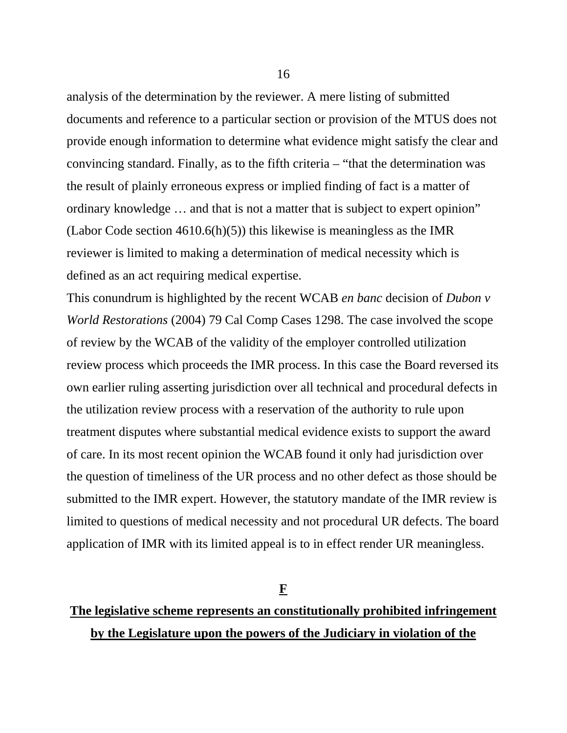analysis of the determination by the reviewer. A mere listing of submitted documents and reference to a particular section or provision of the MTUS does not provide enough information to determine what evidence might satisfy the clear and convincing standard. Finally, as to the fifth criteria – "that the determination was the result of plainly erroneous express or implied finding of fact is a matter of ordinary knowledge … and that is not a matter that is subject to expert opinion" (Labor Code section 4610.6(h)(5)) this likewise is meaningless as the IMR reviewer is limited to making a determination of medical necessity which is defined as an act requiring medical expertise.

This conundrum is highlighted by the recent WCAB *en banc* decision of *Dubon v World Restorations* (2004) 79 Cal Comp Cases 1298. The case involved the scope of review by the WCAB of the validity of the employer controlled utilization review process which proceeds the IMR process. In this case the Board reversed its own earlier ruling asserting jurisdiction over all technical and procedural defects in the utilization review process with a reservation of the authority to rule upon treatment disputes where substantial medical evidence exists to support the award of care. In its most recent opinion the WCAB found it only had jurisdiction over the question of timeliness of the UR process and no other defect as those should be submitted to the IMR expert. However, the statutory mandate of the IMR review is limited to questions of medical necessity and not procedural UR defects. The board application of IMR with its limited appeal is to in effect render UR meaningless.

## F

## The legislative scheme represents an constitutionally prohibited infringement by the Legislature upon the powers of the Judiciary in violation of the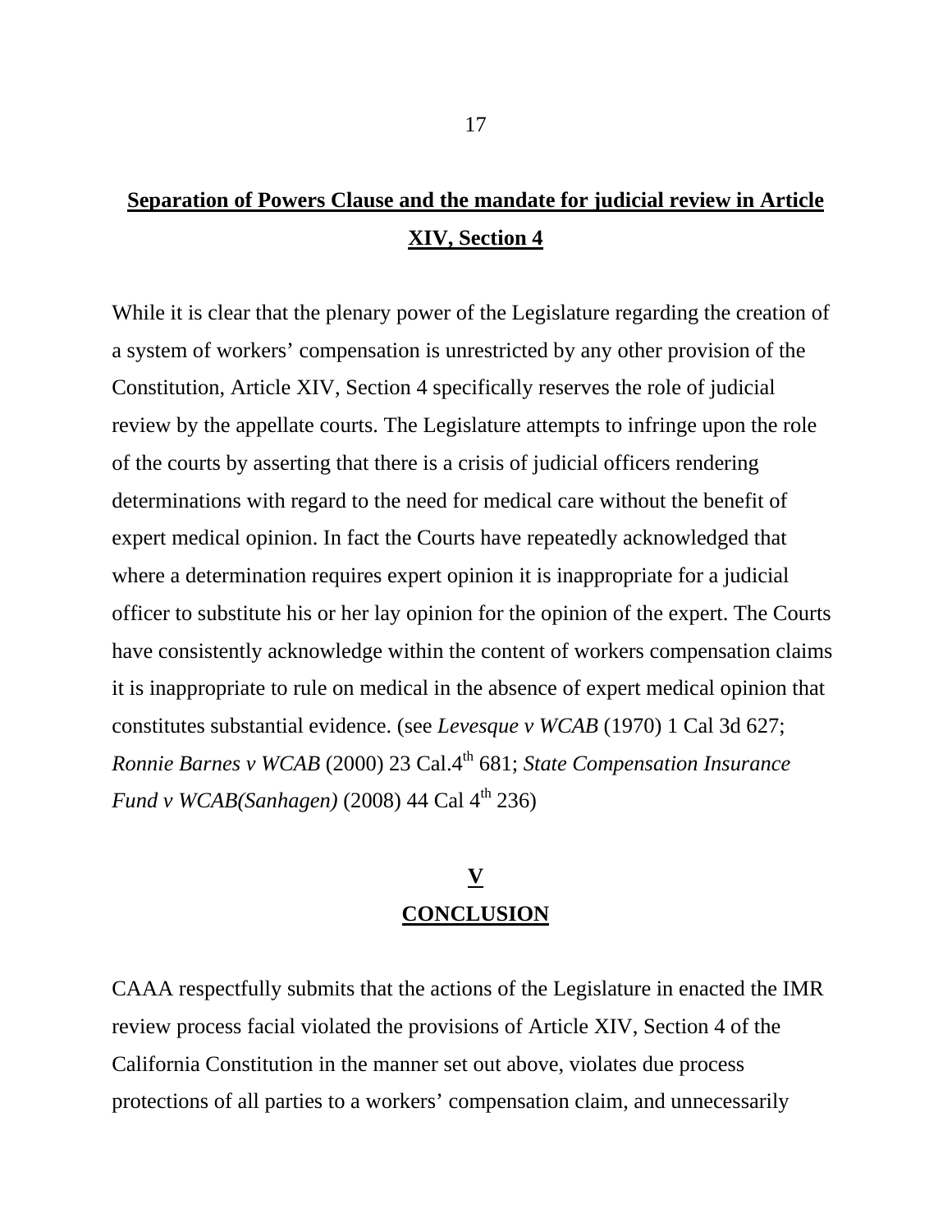## **Separation of Powers Clause and the mandate for judicial review in Article XIV, Section 4**

While it is clear that the plenary power of the Legislature regarding the creation of a system of workers' compensation is unrestricted by any other provision of the Constitution, Article XIV, Section 4 specifically reserves the role of judicial review by the appellate courts. The Legislature attempts to infringe upon the role of the courts by asserting that there is a crisis of judicial officers rendering determinations with regard to the need for medical care without the benefit of expert medical opinion. In fact the Courts have repeatedly acknowledged that where a determination requires expert opinion it is inappropriate for a judicial officer to substitute his or her lay opinion for the opinion of the expert. The Courts have consistently acknowledge within the content of workers compensation claims it is inappropriate to rule on medical in the absence of expert medical opinion that constitutes substantial evidence. (see *Levesque v WCAB* (1970) 1 Cal 3d 627; *Ronnie Barnes v WCAB* (2000) 23 Cal.4th 681; *State Compensation Insurance Fund v WCAB(Sanhagen)* (2008) 44 Cal 4th 236)

## **V**
## **CONCLUSION**

CAAA respectfully submits that the actions of the Legislature in enacted the IMR review process facial violated the provisions of Article XIV, Section 4 of the California Constitution in the manner set out above, violates due process protections of all parties to a workers' compensation claim, and unnecessarily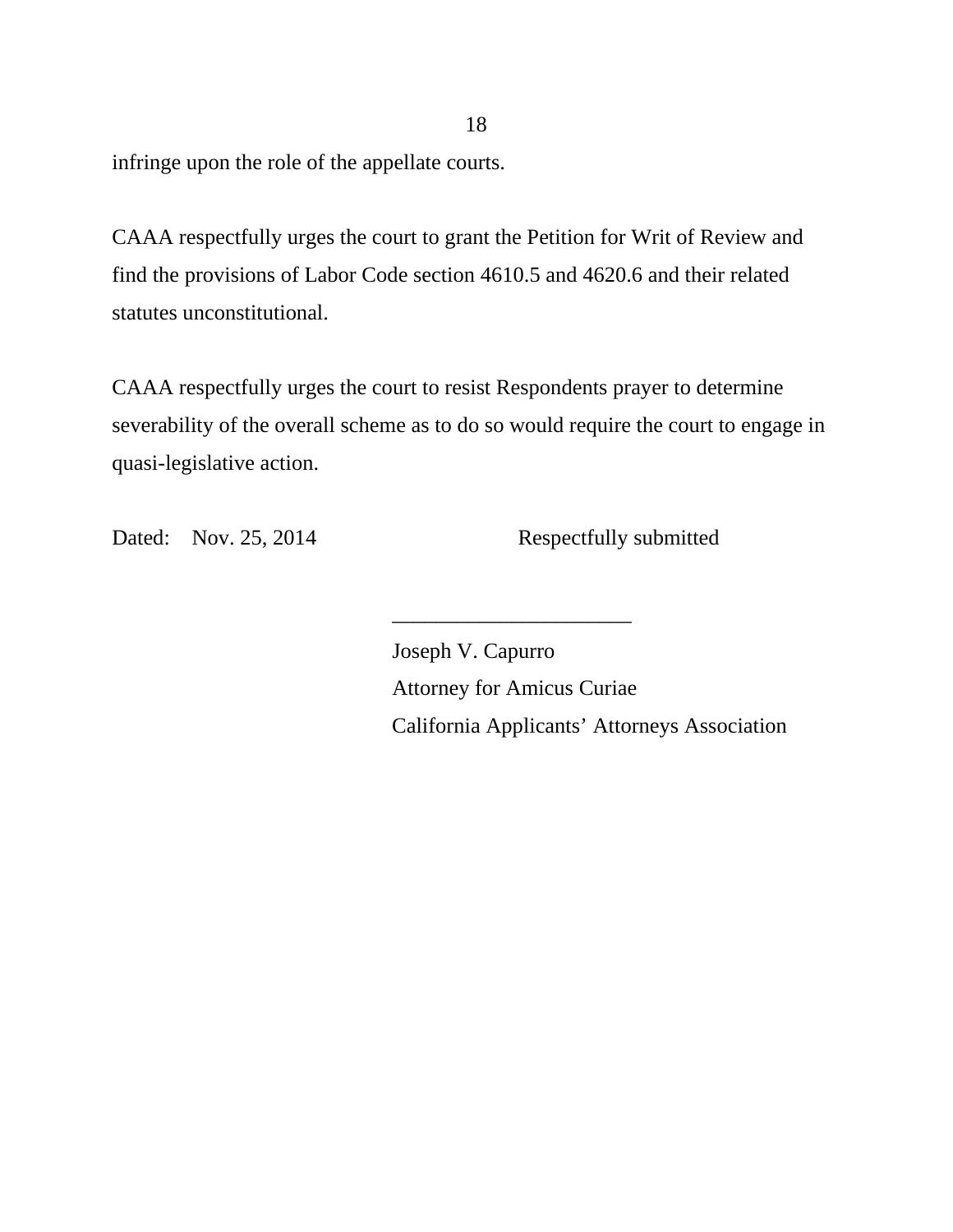infringe upon the role of the appellate courts.

CAAA respectfully urges the court to grant the Petition for Writ of Review and find the provisions of Labor Code section 4610.5 and 4620.6 and their related statutes unconstitutional.

CAAA respectfully urges the court to resist Respondents prayer to determine severability of the overall scheme as to do so would require the court to engage in quasi-legislative action.

Dated: Nov. 25, 2014 Respectfully submitted

______________________

Joseph V. Capurro
Attorney for Amicus Curiae
California Applicants' Attorneys Association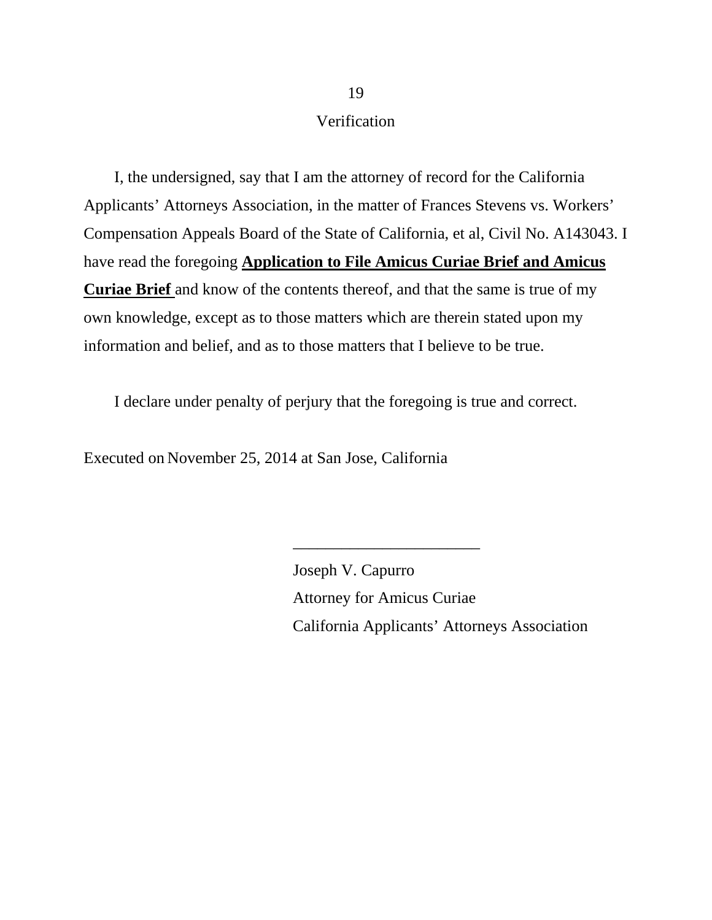## Verification

I, the undersigned, say that I am the attorney of record for the California Applicants' Attorneys Association, in the matter of Frances Stevens vs. Workers' Compensation Appeals Board of the State of California, et al, Civil No. A143043. I have read the foregoing **Application to File Amicus Curiae Brief and Amicus Curiae Brief** and know of the contents thereof, and that the same is true of my own knowledge, except as to those matters which are therein stated upon my information and belief, and as to those matters that I believe to be true.

I declare under penalty of perjury that the foregoing is true and correct.

Executed on November 25, 2014 at San Jose, California

_______________________

Joseph V. Capurro
Attorney for Amicus Curiae
California Applicants' Attorneys Association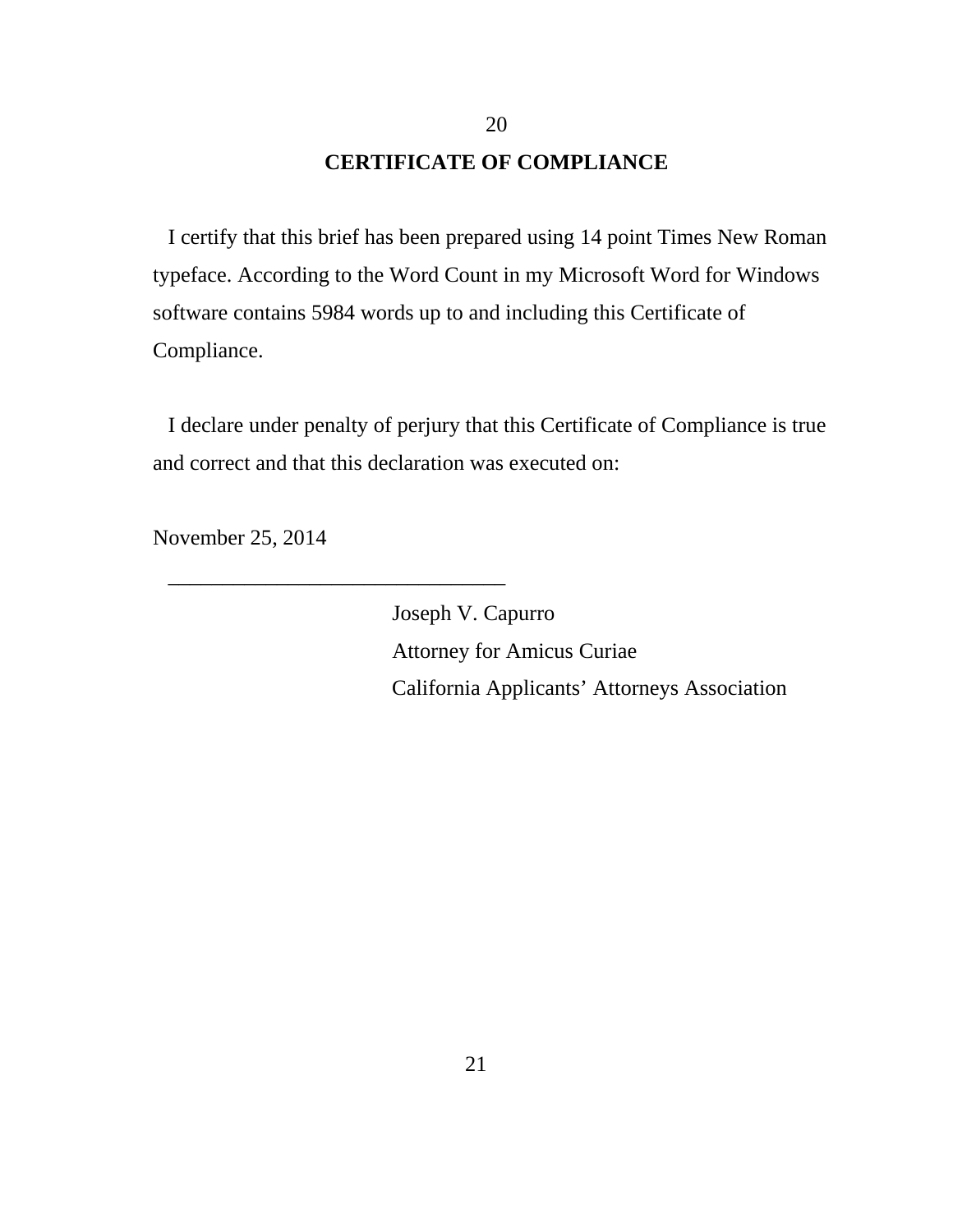## CERTIFICATE OF COMPLIANCE

I certify that this brief has been prepared using 14 point Times New Roman typeface. According to the Word Count in my Microsoft Word for Windows software contains 5984 words up to and including this Certificate of Compliance.

I declare under penalty of perjury that this Certificate of Compliance is true and correct and that this declaration was executed on:

November 25, 2014

________________________________

Joseph V. Capurro
Attorney for Amicus Curiae
California Applicants' Attorneys Association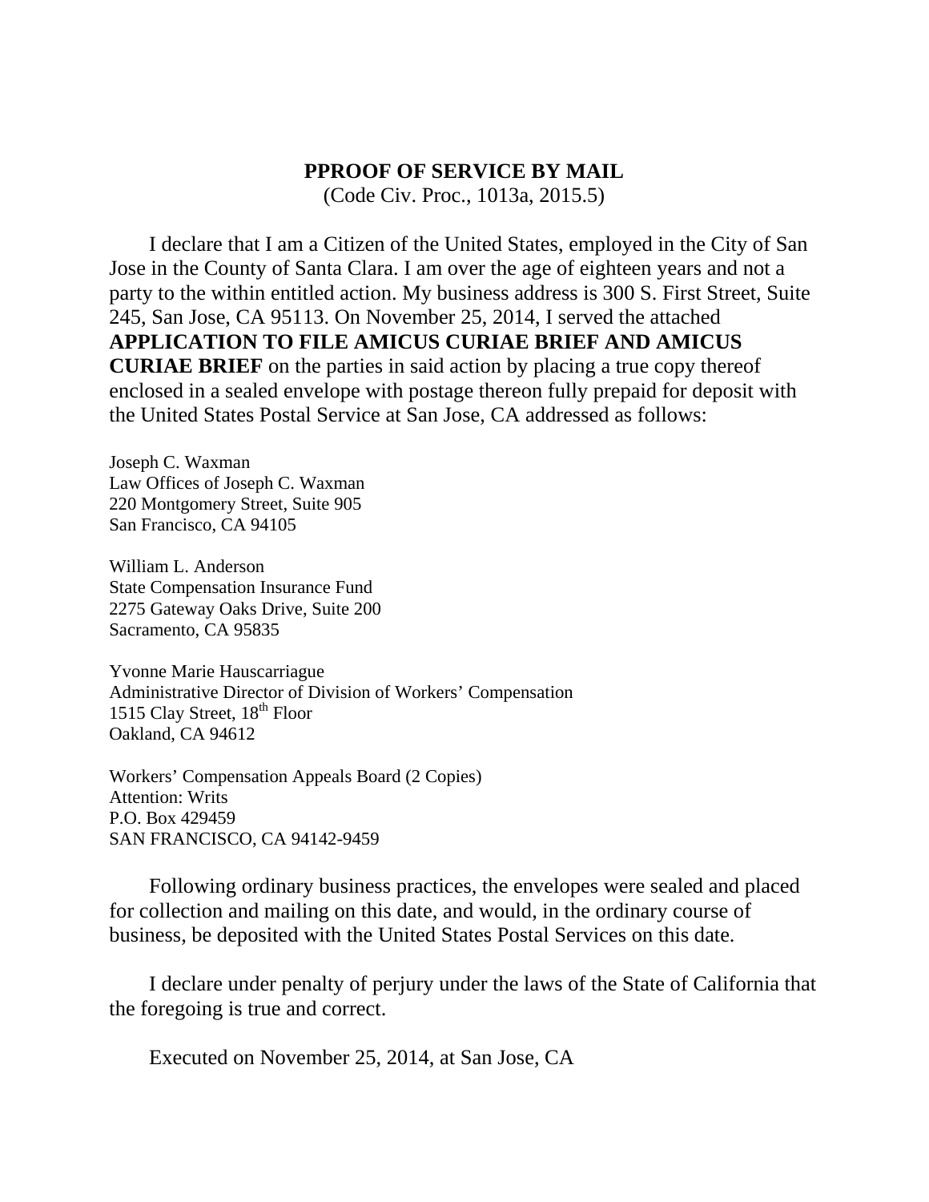**PPROOF OF SERVICE BY MAIL**
(Code Civ. Proc., 1013a, 2015.5)

I declare that I am a Citizen of the United States, employed in the City of San Jose in the County of Santa Clara. I am over the age of eighteen years and not a party to the within entitled action. My business address is 300 S. First Street, Suite 245, San Jose, CA 95113. On November 25, 2014, I served the attached **APPLICATION TO FILE AMICUS CURIAE BRIEF AND AMICUS CURIAE BRIEF** on the parties in said action by placing a true copy thereof enclosed in a sealed envelope with postage thereon fully prepaid for deposit with the United States Postal Service at San Jose, CA addressed as follows:

Joseph C. Waxman
Law Offices of Joseph C. Waxman
220 Montgomery Street, Suite 905
San Francisco, CA 94105

William L. Anderson
State Compensation Insurance Fund
2275 Gateway Oaks Drive, Suite 200
Sacramento, CA 95835

Yvonne Marie Hauscarriague
Administrative Director of Division of Workers' Compensation
1515 Clay Street, 18th Floor
Oakland, CA 94612

Workers' Compensation Appeals Board (2 Copies)
Attention: Writs
P.O. Box 429459
SAN FRANCISCO, CA 94142-9459

Following ordinary business practices, the envelopes were sealed and placed for collection and mailing on this date, and would, in the ordinary course of business, be deposited with the United States Postal Services on this date.

I declare under penalty of perjury under the laws of the State of California that the foregoing is true and correct.

Executed on November 25, 2014, at San Jose, CA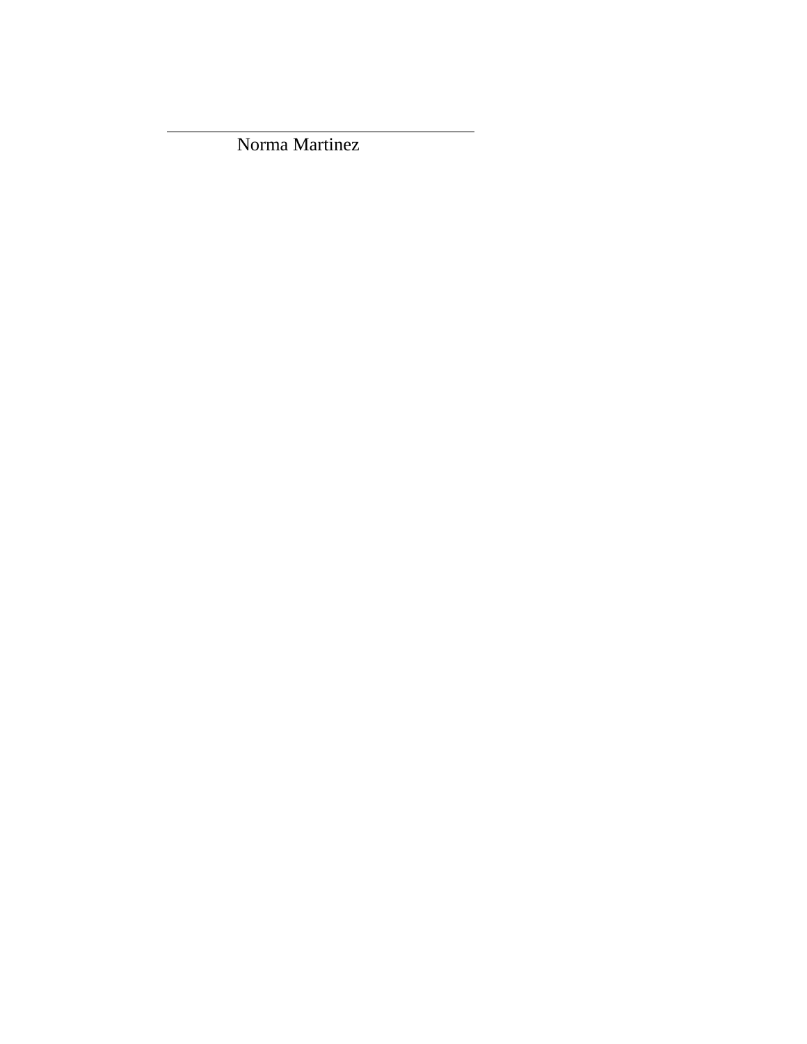\_\_\_\_\_\_\_\_\_\_\_\_\_\_\_\_\_\_\_\_\_\_\_\_\_\_\_\_\_\_\_\_\_\_\_\_

Norma Martinez